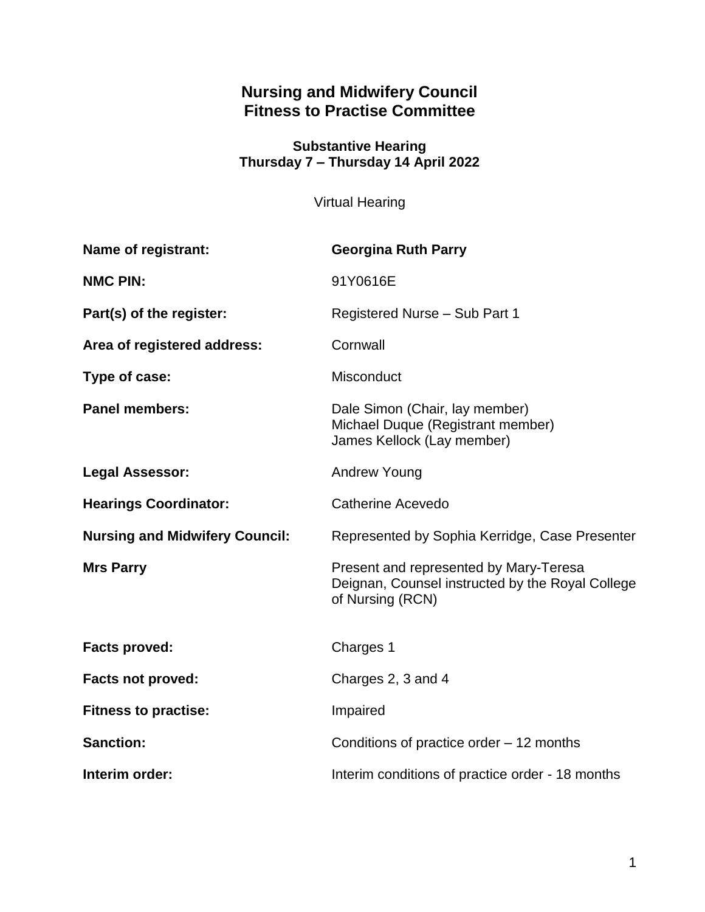# Nursing and Midwifery Council
# Fitness to Practise Committee

### Substantive Hearing
### Thursday 7 – Thursday 14 April 2022

Virtual Hearing

| | |
|---|---|
| **Name of registrant:** | **Georgina Ruth Parry** |
| **NMC PIN:** | 91Y0616E |
| **Part(s) of the register:** | Registered Nurse – Sub Part 1 |
| **Area of registered address:** | Cornwall |
| **Type of case:** | Misconduct |
| **Panel members:** | Dale Simon (Chair, lay member)<br>Michael Duque (Registrant member)<br>James Kellock (Lay member) |
| **Legal Assessor:** | Andrew Young |
| **Hearings Coordinator:** | Catherine Acevedo |
| **Nursing and Midwifery Council:** | Represented by Sophia Kerridge, Case Presenter |
| **Mrs Parry** | Present and represented by Mary-Teresa Deignan, Counsel instructed by the Royal College of Nursing (RCN) |
| **Facts proved:** | Charges 1 |
| **Facts not proved:** | Charges 2, 3 and 4 |
| **Fitness to practise:** | Impaired |
| **Sanction:** | Conditions of practice order – 12 months |
| **Interim order:** | Interim conditions of practice order - 18 months |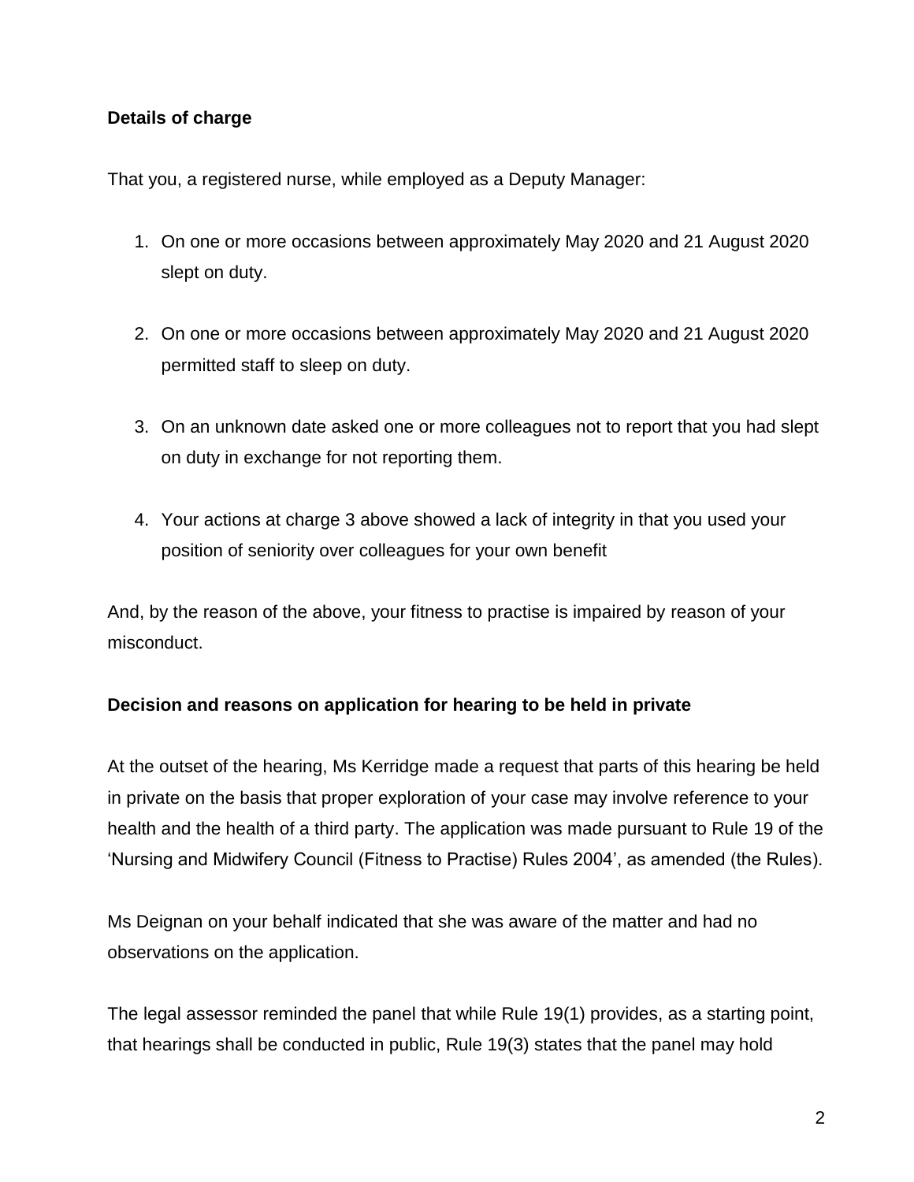**Details of charge**

That you, a registered nurse, while employed as a Deputy Manager:

1. On one or more occasions between approximately May 2020 and 21 August 2020 slept on duty.

2. On one or more occasions between approximately May 2020 and 21 August 2020 permitted staff to sleep on duty.

3. On an unknown date asked one or more colleagues not to report that you had slept on duty in exchange for not reporting them.

4. Your actions at charge 3 above showed a lack of integrity in that you used your position of seniority over colleagues for your own benefit

And, by the reason of the above, your fitness to practise is impaired by reason of your misconduct.

**Decision and reasons on application for hearing to be held in private**

At the outset of the hearing, Ms Kerridge made a request that parts of this hearing be held in private on the basis that proper exploration of your case may involve reference to your health and the health of a third party. The application was made pursuant to Rule 19 of the 'Nursing and Midwifery Council (Fitness to Practise) Rules 2004', as amended (the Rules).

Ms Deignan on your behalf indicated that she was aware of the matter and had no observations on the application.

The legal assessor reminded the panel that while Rule 19(1) provides, as a starting point, that hearings shall be conducted in public, Rule 19(3) states that the panel may hold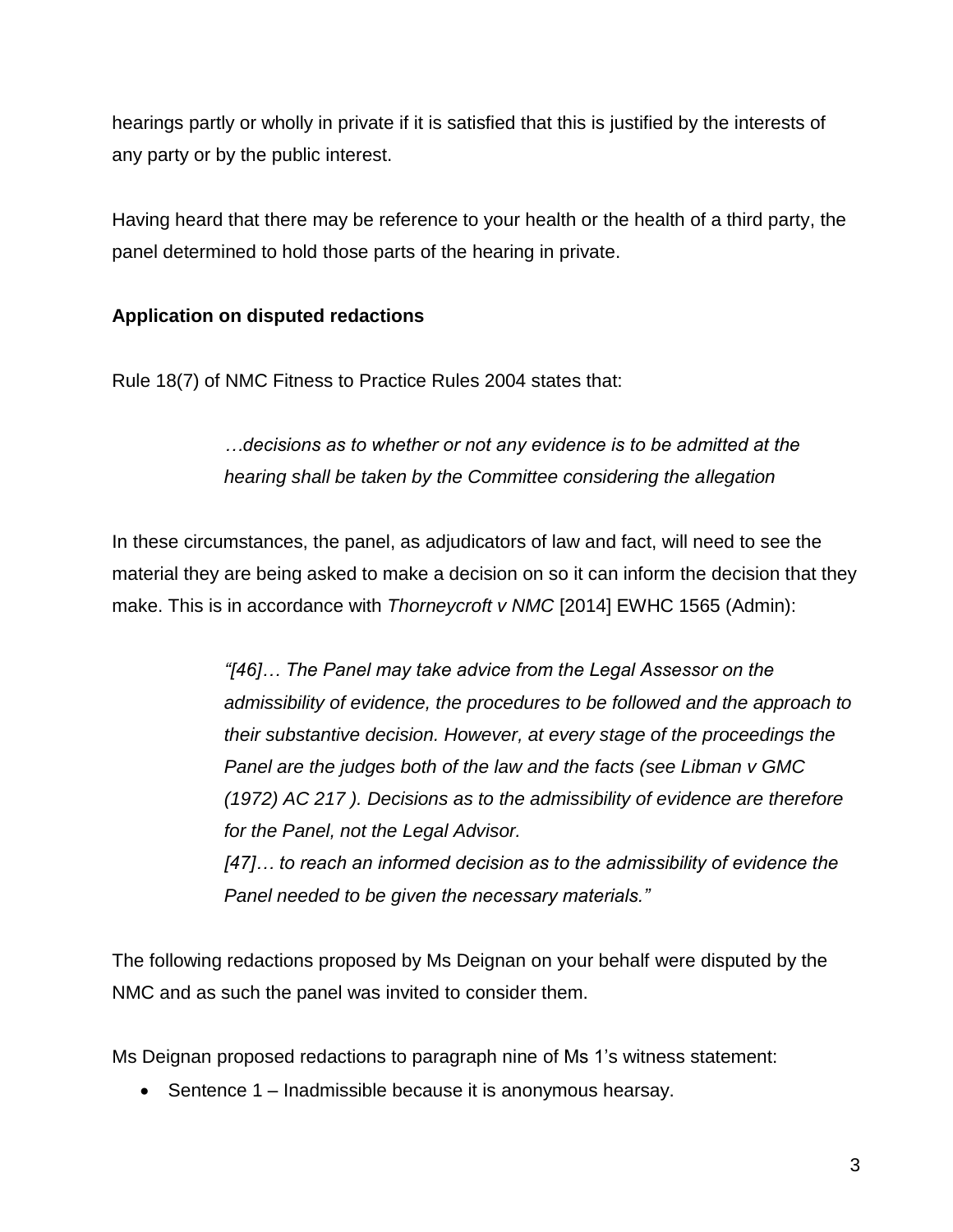hearings partly or wholly in private if it is satisfied that this is justified by the interests of any party or by the public interest.

Having heard that there may be reference to your health or the health of a third party, the panel determined to hold those parts of the hearing in private.

**Application on disputed redactions**

Rule 18(7) of NMC Fitness to Practice Rules 2004 states that:

> *…decisions as to whether or not any evidence is to be admitted at the hearing shall be taken by the Committee considering the allegation*

In these circumstances, the panel, as adjudicators of law and fact, will need to see the material they are being asked to make a decision on so it can inform the decision that they make. This is in accordance with *Thorneycroft v NMC* [2014] EWHC 1565 (Admin):

> *"[46]… The Panel may take advice from the Legal Assessor on the admissibility of evidence, the procedures to be followed and the approach to their substantive decision. However, at every stage of the proceedings the Panel are the judges both of the law and the facts (see Libman v GMC (1972) AC 217 ). Decisions as to the admissibility of evidence are therefore for the Panel, not the Legal Advisor.*
> *[47]… to reach an informed decision as to the admissibility of evidence the Panel needed to be given the necessary materials."*

The following redactions proposed by Ms Deignan on your behalf were disputed by the NMC and as such the panel was invited to consider them.

Ms Deignan proposed redactions to paragraph nine of Ms 1's witness statement:

- Sentence 1 – Inadmissible because it is anonymous hearsay.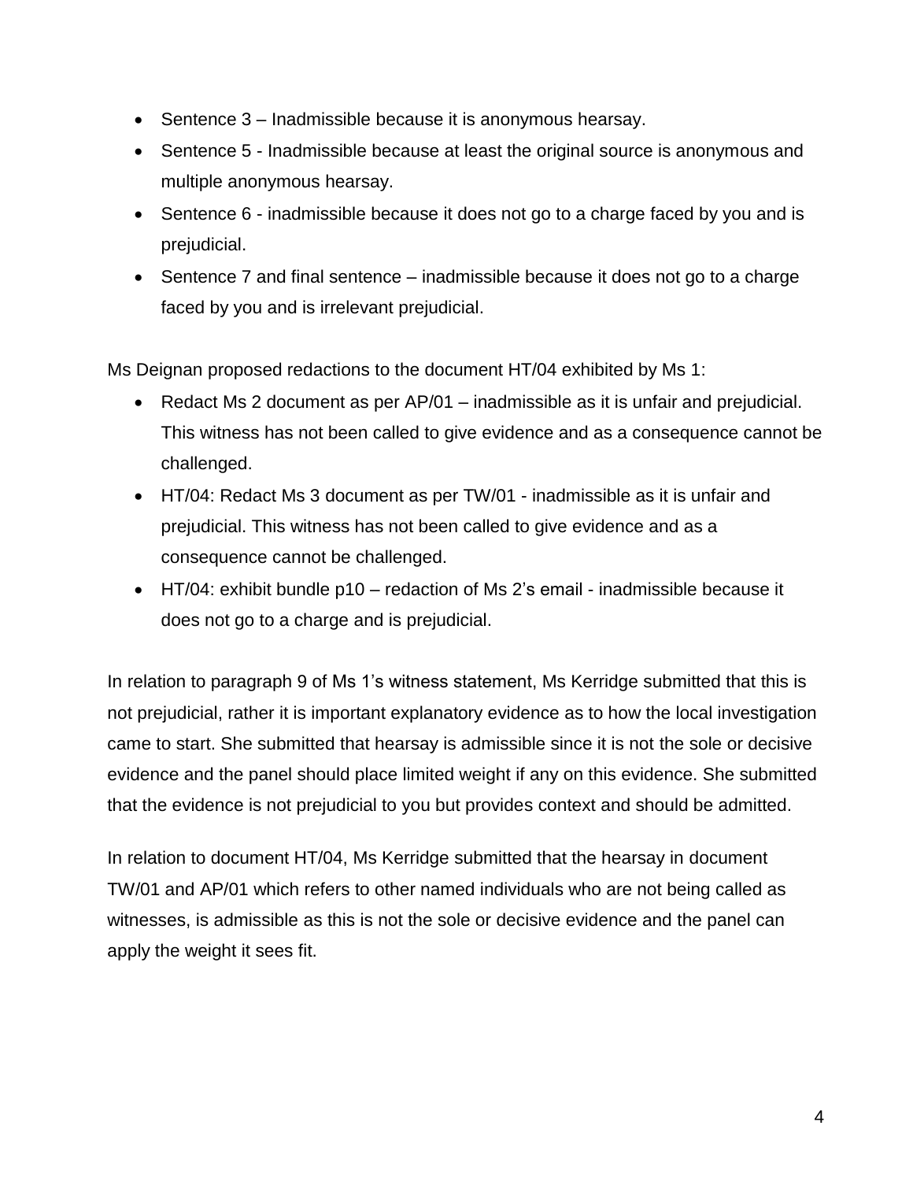- Sentence 3 – Inadmissible because it is anonymous hearsay.
- Sentence 5 - Inadmissible because at least the original source is anonymous and multiple anonymous hearsay.
- Sentence 6 - inadmissible because it does not go to a charge faced by you and is prejudicial.
- Sentence 7 and final sentence – inadmissible because it does not go to a charge faced by you and is irrelevant prejudicial.

Ms Deignan proposed redactions to the document HT/04 exhibited by Ms 1:

- Redact Ms 2 document as per AP/01 – inadmissible as it is unfair and prejudicial. This witness has not been called to give evidence and as a consequence cannot be challenged.
- HT/04: Redact Ms 3 document as per TW/01 - inadmissible as it is unfair and prejudicial. This witness has not been called to give evidence and as a consequence cannot be challenged.
- HT/04: exhibit bundle p10 – redaction of Ms 2's email - inadmissible because it does not go to a charge and is prejudicial.

In relation to paragraph 9 of Ms 1's witness statement, Ms Kerridge submitted that this is not prejudicial, rather it is important explanatory evidence as to how the local investigation came to start. She submitted that hearsay is admissible since it is not the sole or decisive evidence and the panel should place limited weight if any on this evidence. She submitted that the evidence is not prejudicial to you but provides context and should be admitted.

In relation to document HT/04, Ms Kerridge submitted that the hearsay in document TW/01 and AP/01 which refers to other named individuals who are not being called as witnesses, is admissible as this is not the sole or decisive evidence and the panel can apply the weight it sees fit.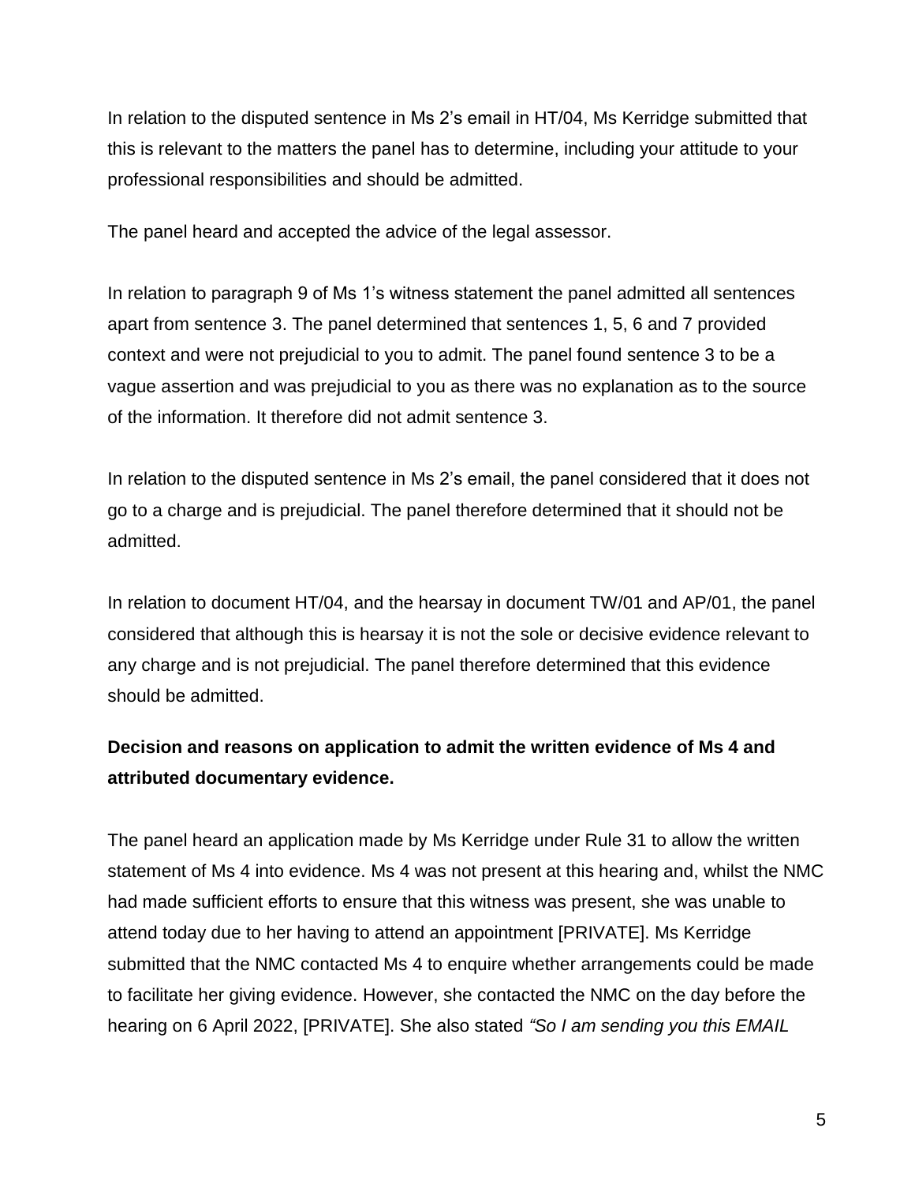In relation to the disputed sentence in Ms 2's email in HT/04, Ms Kerridge submitted that this is relevant to the matters the panel has to determine, including your attitude to your professional responsibilities and should be admitted.

The panel heard and accepted the advice of the legal assessor.

In relation to paragraph 9 of Ms 1's witness statement the panel admitted all sentences apart from sentence 3. The panel determined that sentences 1, 5, 6 and 7 provided context and were not prejudicial to you to admit. The panel found sentence 3 to be a vague assertion and was prejudicial to you as there was no explanation as to the source of the information. It therefore did not admit sentence 3.

In relation to the disputed sentence in Ms 2's email, the panel considered that it does not go to a charge and is prejudicial. The panel therefore determined that it should not be admitted.

In relation to document HT/04, and the hearsay in document TW/01 and AP/01, the panel considered that although this is hearsay it is not the sole or decisive evidence relevant to any charge and is not prejudicial. The panel therefore determined that this evidence should be admitted.

**Decision and reasons on application to admit the written evidence of Ms 4 and attributed documentary evidence.**

The panel heard an application made by Ms Kerridge under Rule 31 to allow the written statement of Ms 4 into evidence. Ms 4 was not present at this hearing and, whilst the NMC had made sufficient efforts to ensure that this witness was present, she was unable to attend today due to her having to attend an appointment [PRIVATE]. Ms Kerridge submitted that the NMC contacted Ms 4 to enquire whether arrangements could be made to facilitate her giving evidence. However, she contacted the NMC on the day before the hearing on 6 April 2022, [PRIVATE]. She also stated *"So I am sending you this EMAIL*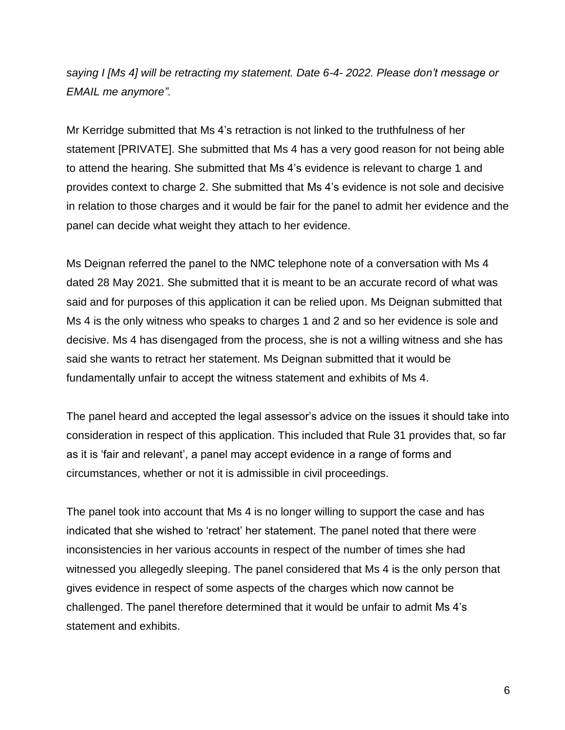*saying I [Ms 4] will be retracting my statement. Date 6-4- 2022. Please don't message or EMAIL me anymore".*

Mr Kerridge submitted that Ms 4's retraction is not linked to the truthfulness of her statement [PRIVATE]. She submitted that Ms 4 has a very good reason for not being able to attend the hearing. She submitted that Ms 4's evidence is relevant to charge 1 and provides context to charge 2. She submitted that Ms 4's evidence is not sole and decisive in relation to those charges and it would be fair for the panel to admit her evidence and the panel can decide what weight they attach to her evidence.

Ms Deignan referred the panel to the NMC telephone note of a conversation with Ms 4 dated 28 May 2021. She submitted that it is meant to be an accurate record of what was said and for purposes of this application it can be relied upon. Ms Deignan submitted that Ms 4 is the only witness who speaks to charges 1 and 2 and so her evidence is sole and decisive. Ms 4 has disengaged from the process, she is not a willing witness and she has said she wants to retract her statement. Ms Deignan submitted that it would be fundamentally unfair to accept the witness statement and exhibits of Ms 4.

The panel heard and accepted the legal assessor's advice on the issues it should take into consideration in respect of this application. This included that Rule 31 provides that, so far as it is 'fair and relevant', a panel may accept evidence in a range of forms and circumstances, whether or not it is admissible in civil proceedings.

The panel took into account that Ms 4 is no longer willing to support the case and has indicated that she wished to 'retract' her statement. The panel noted that there were inconsistencies in her various accounts in respect of the number of times she had witnessed you allegedly sleeping. The panel considered that Ms 4 is the only person that gives evidence in respect of some aspects of the charges which now cannot be challenged. The panel therefore determined that it would be unfair to admit Ms 4's statement and exhibits.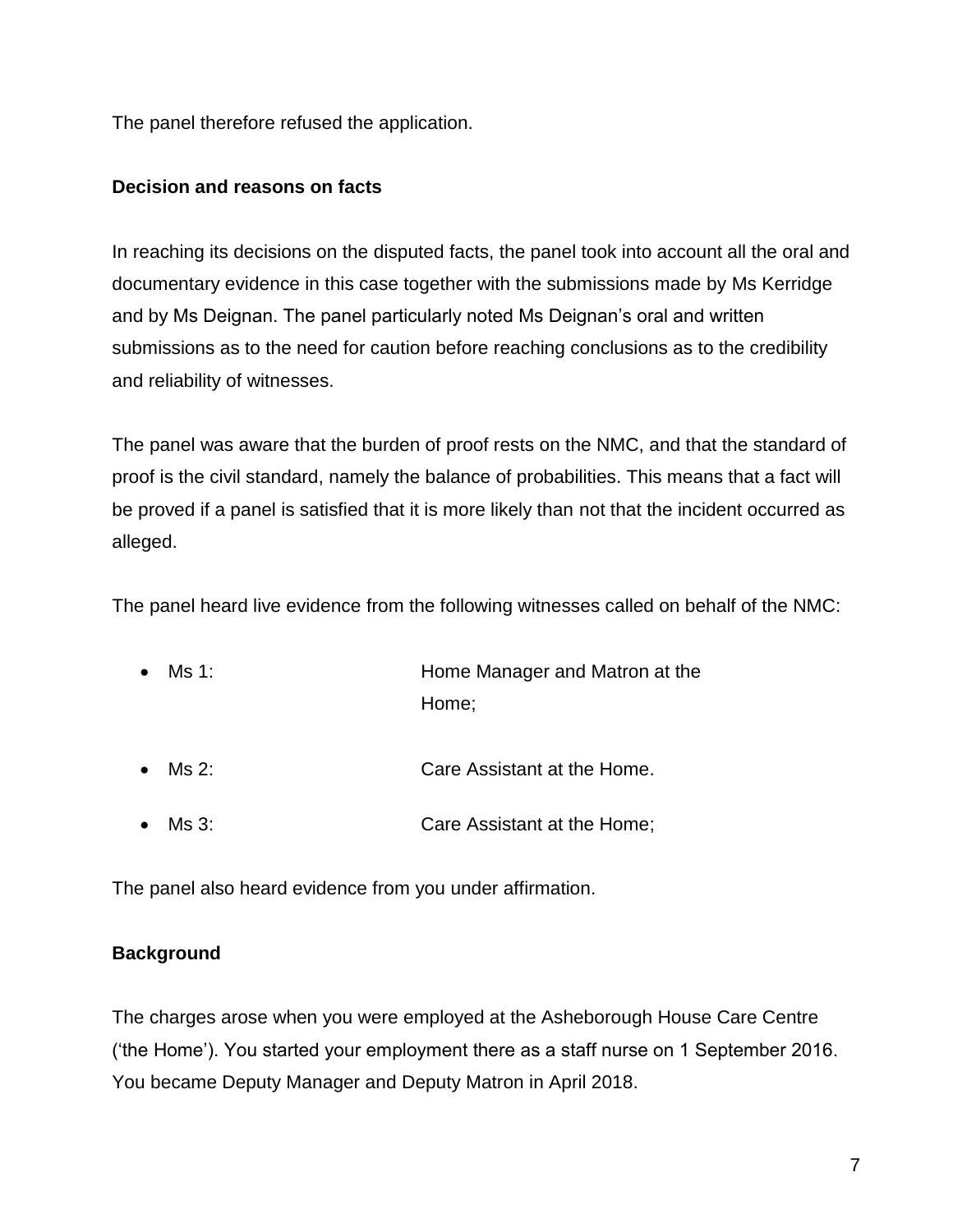The panel therefore refused the application.

**Decision and reasons on facts**

In reaching its decisions on the disputed facts, the panel took into account all the oral and documentary evidence in this case together with the submissions made by Ms Kerridge and by Ms Deignan. The panel particularly noted Ms Deignan's oral and written submissions as to the need for caution before reaching conclusions as to the credibility and reliability of witnesses.

The panel was aware that the burden of proof rests on the NMC, and that the standard of proof is the civil standard, namely the balance of probabilities. This means that a fact will be proved if a panel is satisfied that it is more likely than not that the incident occurred as alleged.

The panel heard live evidence from the following witnesses called on behalf of the NMC:

- Ms 1: Home Manager and Matron at the Home;
- Ms 2: Care Assistant at the Home.
- Ms 3: Care Assistant at the Home;

The panel also heard evidence from you under affirmation.

**Background**

The charges arose when you were employed at the Asheborough House Care Centre ('the Home'). You started your employment there as a staff nurse on 1 September 2016. You became Deputy Manager and Deputy Matron in April 2018.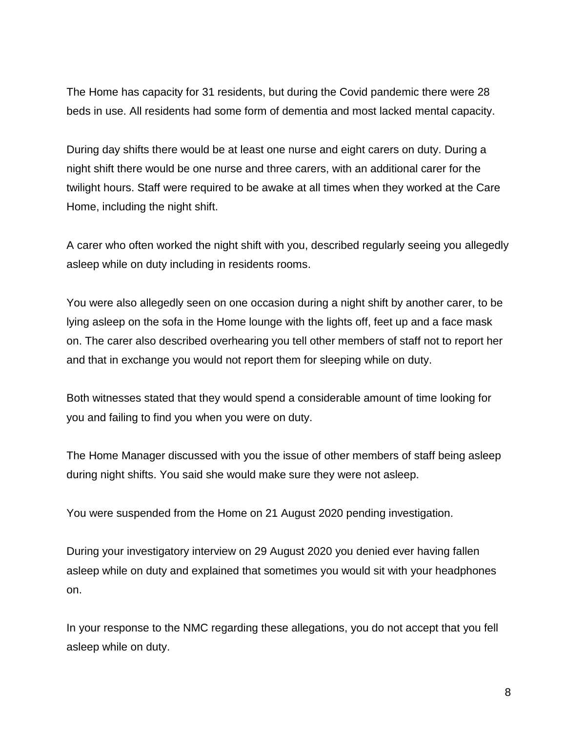The Home has capacity for 31 residents, but during the Covid pandemic there were 28 beds in use. All residents had some form of dementia and most lacked mental capacity.

During day shifts there would be at least one nurse and eight carers on duty. During a night shift there would be one nurse and three carers, with an additional carer for the twilight hours. Staff were required to be awake at all times when they worked at the Care Home, including the night shift.

A carer who often worked the night shift with you, described regularly seeing you allegedly asleep while on duty including in residents rooms.

You were also allegedly seen on one occasion during a night shift by another carer, to be lying asleep on the sofa in the Home lounge with the lights off, feet up and a face mask on. The carer also described overhearing you tell other members of staff not to report her and that in exchange you would not report them for sleeping while on duty.

Both witnesses stated that they would spend a considerable amount of time looking for you and failing to find you when you were on duty.

The Home Manager discussed with you the issue of other members of staff being asleep during night shifts. You said she would make sure they were not asleep.

You were suspended from the Home on 21 August 2020 pending investigation.

During your investigatory interview on 29 August 2020 you denied ever having fallen asleep while on duty and explained that sometimes you would sit with your headphones on.

In your response to the NMC regarding these allegations, you do not accept that you fell asleep while on duty.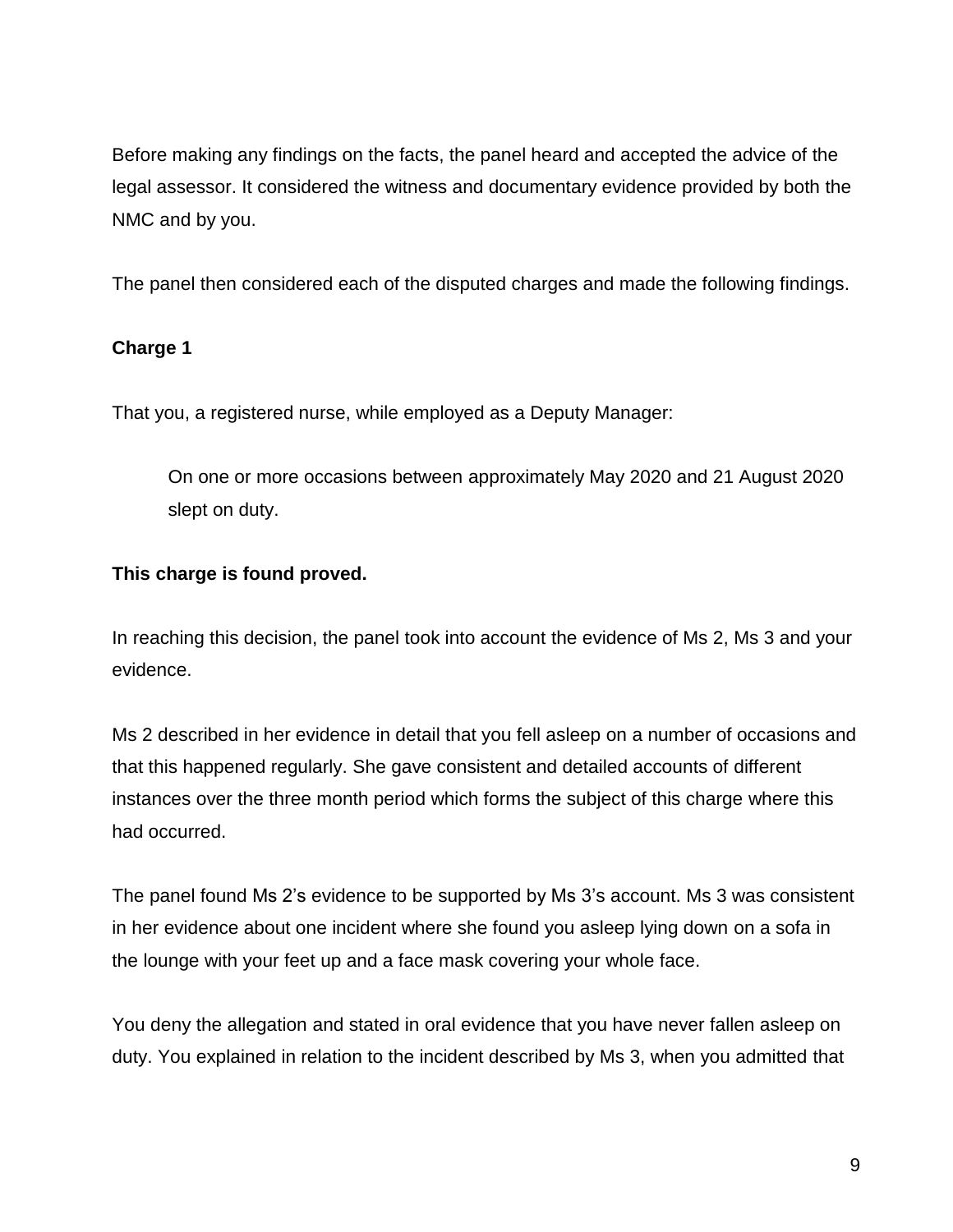Before making any findings on the facts, the panel heard and accepted the advice of the legal assessor. It considered the witness and documentary evidence provided by both the NMC and by you.

The panel then considered each of the disputed charges and made the following findings.

**Charge 1**

That you, a registered nurse, while employed as a Deputy Manager:

> On one or more occasions between approximately May 2020 and 21 August 2020 slept on duty.

**This charge is found proved.**

In reaching this decision, the panel took into account the evidence of Ms 2, Ms 3 and your evidence.

Ms 2 described in her evidence in detail that you fell asleep on a number of occasions and that this happened regularly. She gave consistent and detailed accounts of different instances over the three month period which forms the subject of this charge where this had occurred.

The panel found Ms 2's evidence to be supported by Ms 3's account. Ms 3 was consistent in her evidence about one incident where she found you asleep lying down on a sofa in the lounge with your feet up and a face mask covering your whole face.

You deny the allegation and stated in oral evidence that you have never fallen asleep on duty. You explained in relation to the incident described by Ms 3, when you admitted that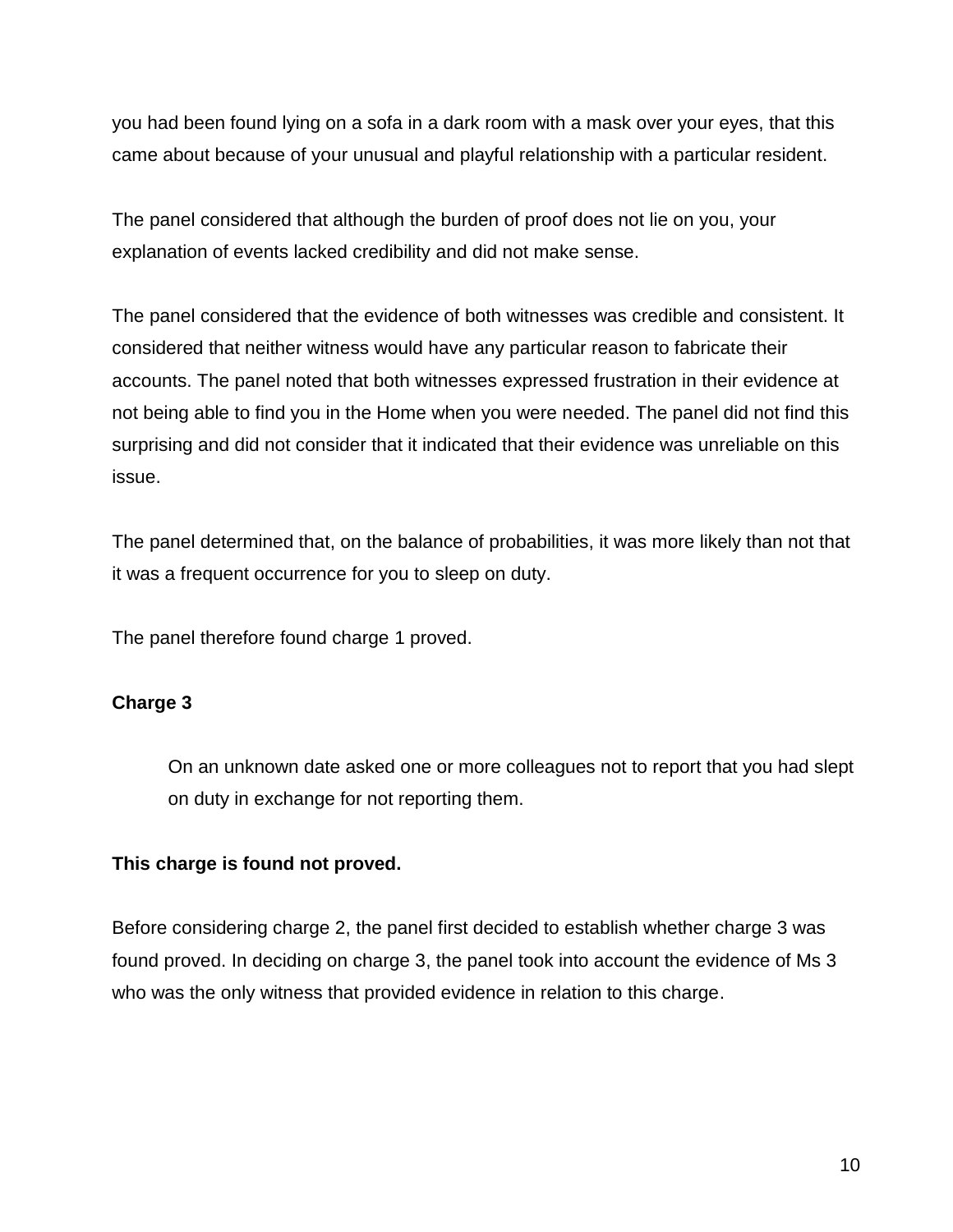you had been found lying on a sofa in a dark room with a mask over your eyes, that this came about because of your unusual and playful relationship with a particular resident.

The panel considered that although the burden of proof does not lie on you, your explanation of events lacked credibility and did not make sense.

The panel considered that the evidence of both witnesses was credible and consistent. It considered that neither witness would have any particular reason to fabricate their accounts. The panel noted that both witnesses expressed frustration in their evidence at not being able to find you in the Home when you were needed. The panel did not find this surprising and did not consider that it indicated that their evidence was unreliable on this issue.

The panel determined that, on the balance of probabilities, it was more likely than not that it was a frequent occurrence for you to sleep on duty.

The panel therefore found charge 1 proved.

**Charge 3**

> On an unknown date asked one or more colleagues not to report that you had slept on duty in exchange for not reporting them.

**This charge is found not proved.**

Before considering charge 2, the panel first decided to establish whether charge 3 was found proved. In deciding on charge 3, the panel took into account the evidence of Ms 3 who was the only witness that provided evidence in relation to this charge.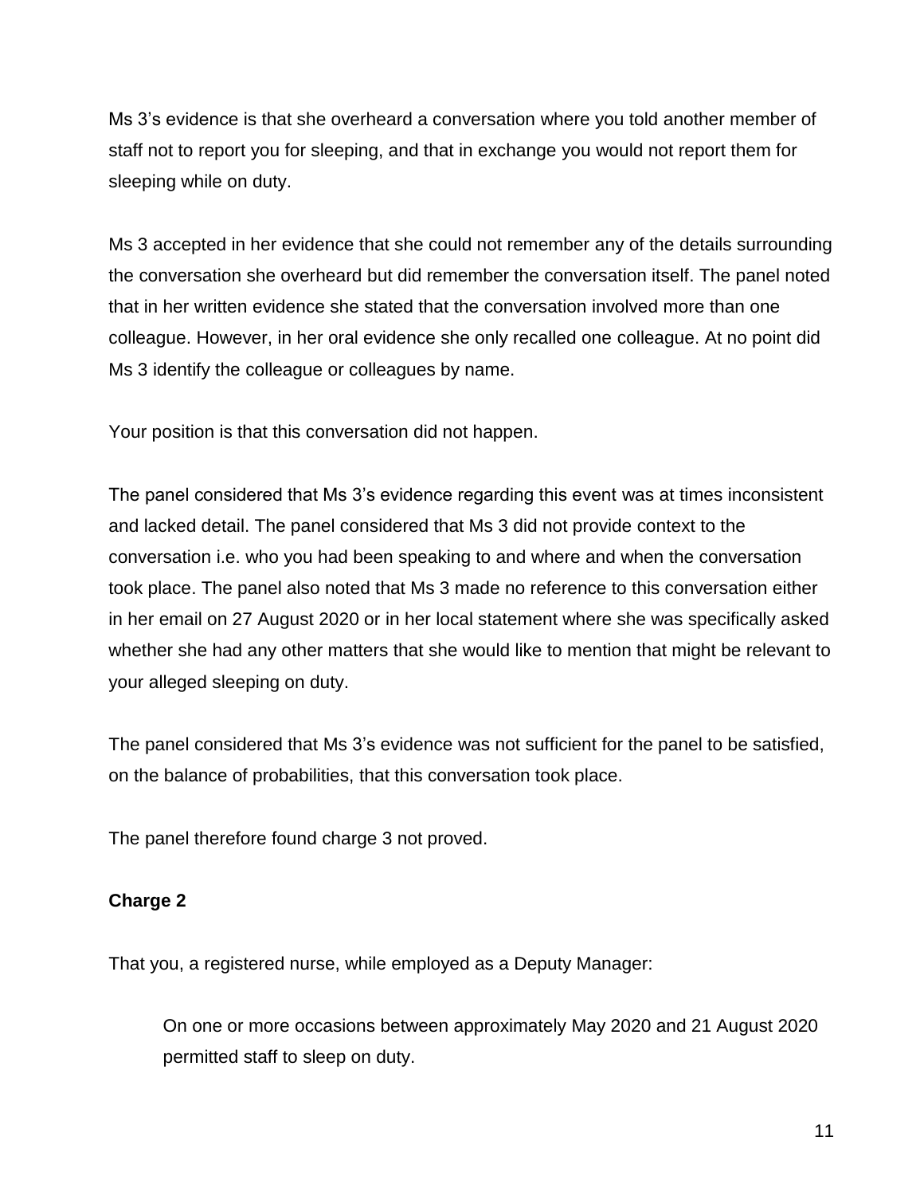Ms 3's evidence is that she overheard a conversation where you told another member of staff not to report you for sleeping, and that in exchange you would not report them for sleeping while on duty.

Ms 3 accepted in her evidence that she could not remember any of the details surrounding the conversation she overheard but did remember the conversation itself. The panel noted that in her written evidence she stated that the conversation involved more than one colleague. However, in her oral evidence she only recalled one colleague. At no point did Ms 3 identify the colleague or colleagues by name.

Your position is that this conversation did not happen.

The panel considered that Ms 3's evidence regarding this event was at times inconsistent and lacked detail. The panel considered that Ms 3 did not provide context to the conversation i.e. who you had been speaking to and where and when the conversation took place. The panel also noted that Ms 3 made no reference to this conversation either in her email on 27 August 2020 or in her local statement where she was specifically asked whether she had any other matters that she would like to mention that might be relevant to your alleged sleeping on duty.

The panel considered that Ms 3's evidence was not sufficient for the panel to be satisfied, on the balance of probabilities, that this conversation took place.

The panel therefore found charge 3 not proved.

**Charge 2**

That you, a registered nurse, while employed as a Deputy Manager:

> On one or more occasions between approximately May 2020 and 21 August 2020 permitted staff to sleep on duty.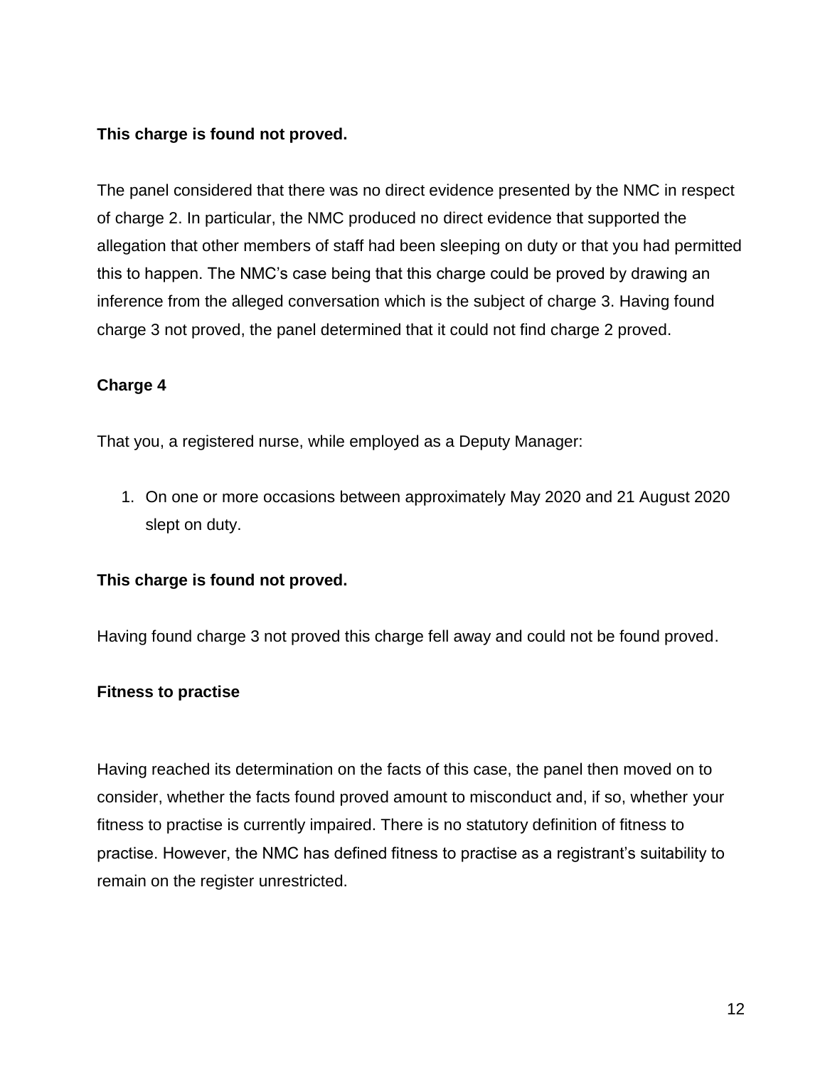**This charge is found not proved.**

The panel considered that there was no direct evidence presented by the NMC in respect of charge 2. In particular, the NMC produced no direct evidence that supported the allegation that other members of staff had been sleeping on duty or that you had permitted this to happen. The NMC's case being that this charge could be proved by drawing an inference from the alleged conversation which is the subject of charge 3. Having found charge 3 not proved, the panel determined that it could not find charge 2 proved.

**Charge 4**

That you, a registered nurse, while employed as a Deputy Manager:

1. On one or more occasions between approximately May 2020 and 21 August 2020 slept on duty.

**This charge is found not proved.**

Having found charge 3 not proved this charge fell away and could not be found proved.

**Fitness to practise**

Having reached its determination on the facts of this case, the panel then moved on to consider, whether the facts found proved amount to misconduct and, if so, whether your fitness to practise is currently impaired. There is no statutory definition of fitness to practise. However, the NMC has defined fitness to practise as a registrant's suitability to remain on the register unrestricted.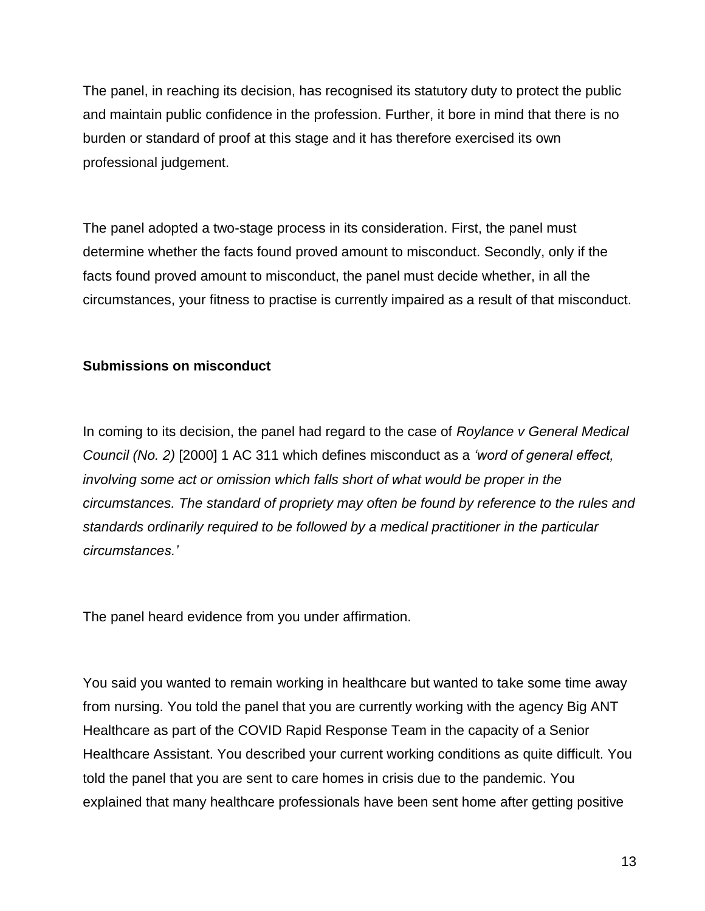The panel, in reaching its decision, has recognised its statutory duty to protect the public and maintain public confidence in the profession. Further, it bore in mind that there is no burden or standard of proof at this stage and it has therefore exercised its own professional judgement.

The panel adopted a two-stage process in its consideration. First, the panel must determine whether the facts found proved amount to misconduct. Secondly, only if the facts found proved amount to misconduct, the panel must decide whether, in all the circumstances, your fitness to practise is currently impaired as a result of that misconduct.

**Submissions on misconduct**

In coming to its decision, the panel had regard to the case of *Roylance v General Medical Council (No. 2)* [2000] 1 AC 311 which defines misconduct as a *'word of general effect, involving some act or omission which falls short of what would be proper in the circumstances. The standard of propriety may often be found by reference to the rules and standards ordinarily required to be followed by a medical practitioner in the particular circumstances.'*

The panel heard evidence from you under affirmation.

You said you wanted to remain working in healthcare but wanted to take some time away from nursing. You told the panel that you are currently working with the agency Big ANT Healthcare as part of the COVID Rapid Response Team in the capacity of a Senior Healthcare Assistant. You described your current working conditions as quite difficult. You told the panel that you are sent to care homes in crisis due to the pandemic. You explained that many healthcare professionals have been sent home after getting positive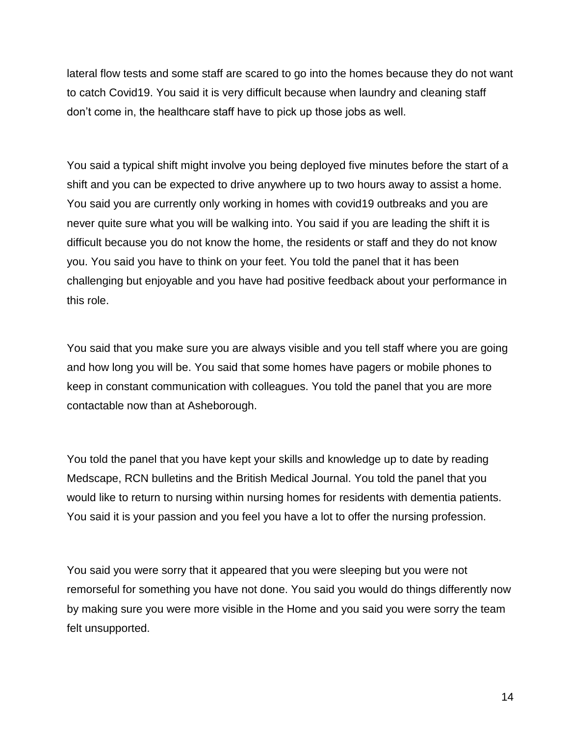lateral flow tests and some staff are scared to go into the homes because they do not want to catch Covid19. You said it is very difficult because when laundry and cleaning staff don't come in, the healthcare staff have to pick up those jobs as well.

You said a typical shift might involve you being deployed five minutes before the start of a shift and you can be expected to drive anywhere up to two hours away to assist a home. You said you are currently only working in homes with covid19 outbreaks and you are never quite sure what you will be walking into. You said if you are leading the shift it is difficult because you do not know the home, the residents or staff and they do not know you. You said you have to think on your feet. You told the panel that it has been challenging but enjoyable and you have had positive feedback about your performance in this role.

You said that you make sure you are always visible and you tell staff where you are going and how long you will be. You said that some homes have pagers or mobile phones to keep in constant communication with colleagues. You told the panel that you are more contactable now than at Asheborough.

You told the panel that you have kept your skills and knowledge up to date by reading Medscape, RCN bulletins and the British Medical Journal. You told the panel that you would like to return to nursing within nursing homes for residents with dementia patients. You said it is your passion and you feel you have a lot to offer the nursing profession.

You said you were sorry that it appeared that you were sleeping but you were not remorseful for something you have not done. You said you would do things differently now by making sure you were more visible in the Home and you said you were sorry the team felt unsupported.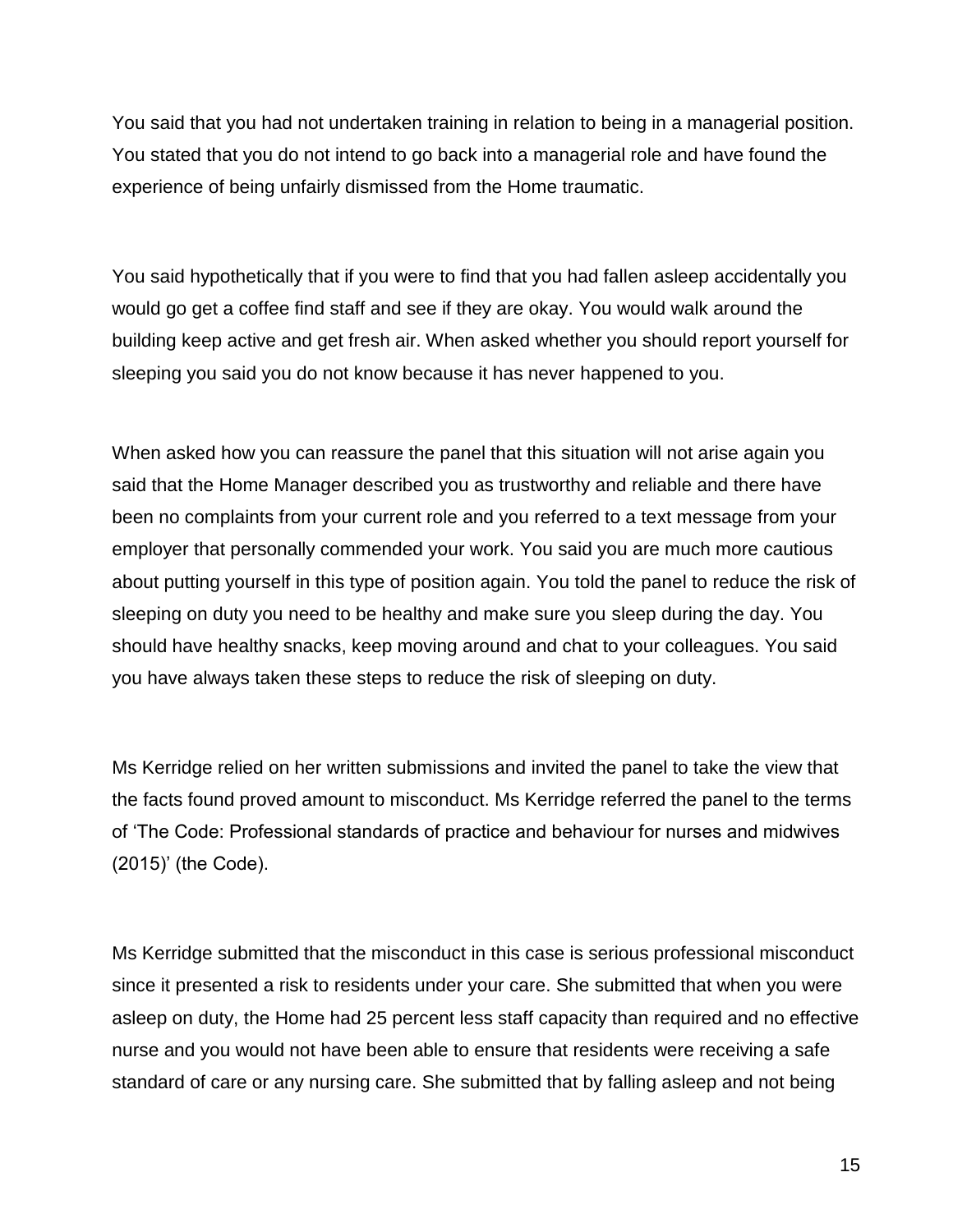You said that you had not undertaken training in relation to being in a managerial position. You stated that you do not intend to go back into a managerial role and have found the experience of being unfairly dismissed from the Home traumatic.

You said hypothetically that if you were to find that you had fallen asleep accidentally you would go get a coffee find staff and see if they are okay. You would walk around the building keep active and get fresh air. When asked whether you should report yourself for sleeping you said you do not know because it has never happened to you.

When asked how you can reassure the panel that this situation will not arise again you said that the Home Manager described you as trustworthy and reliable and there have been no complaints from your current role and you referred to a text message from your employer that personally commended your work. You said you are much more cautious about putting yourself in this type of position again. You told the panel to reduce the risk of sleeping on duty you need to be healthy and make sure you sleep during the day. You should have healthy snacks, keep moving around and chat to your colleagues. You said you have always taken these steps to reduce the risk of sleeping on duty.

Ms Kerridge relied on her written submissions and invited the panel to take the view that the facts found proved amount to misconduct. Ms Kerridge referred the panel to the terms of 'The Code: Professional standards of practice and behaviour for nurses and midwives (2015)' (the Code).

Ms Kerridge submitted that the misconduct in this case is serious professional misconduct since it presented a risk to residents under your care. She submitted that when you were asleep on duty, the Home had 25 percent less staff capacity than required and no effective nurse and you would not have been able to ensure that residents were receiving a safe standard of care or any nursing care. She submitted that by falling asleep and not being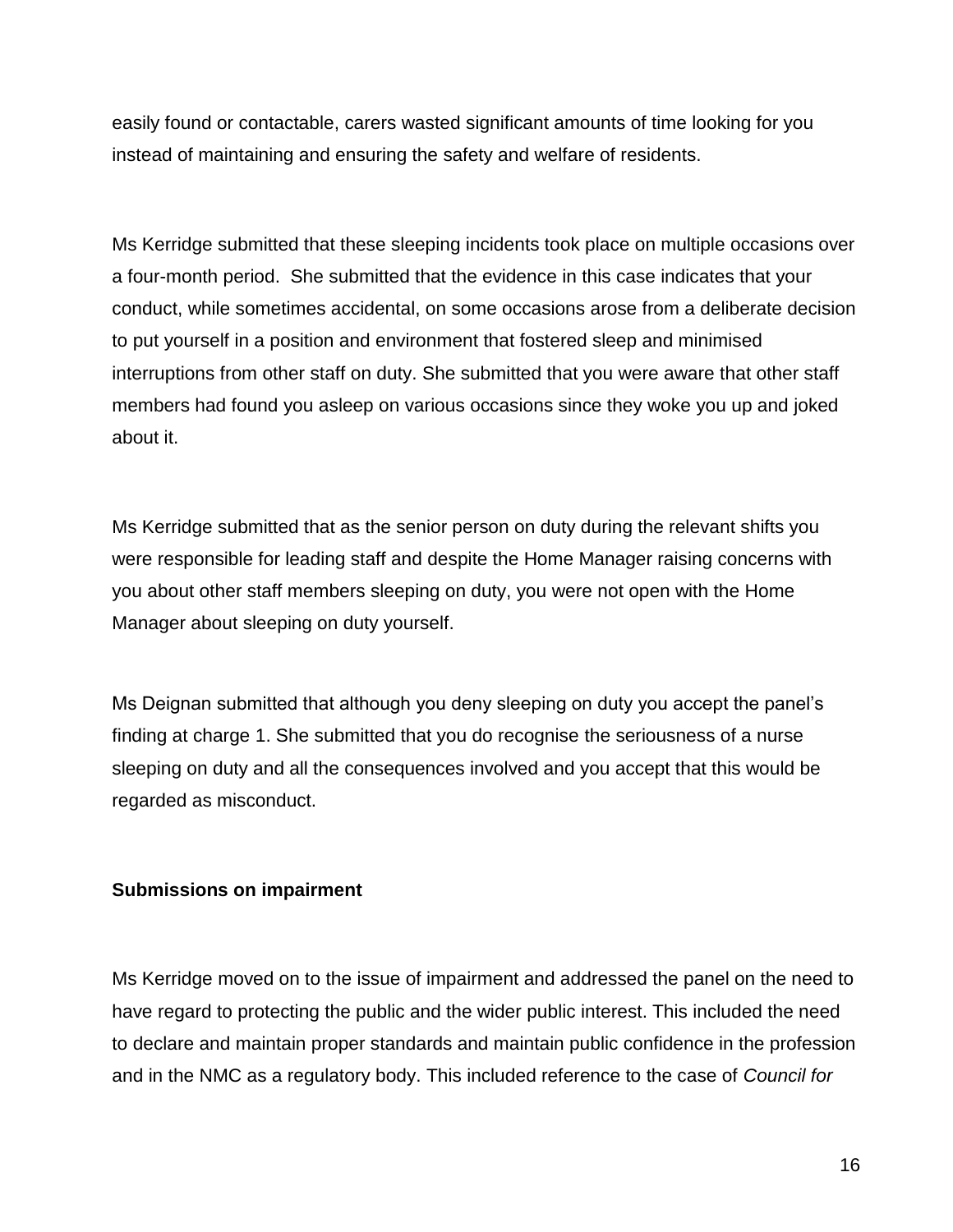easily found or contactable, carers wasted significant amounts of time looking for you instead of maintaining and ensuring the safety and welfare of residents.

Ms Kerridge submitted that these sleeping incidents took place on multiple occasions over a four-month period. She submitted that the evidence in this case indicates that your conduct, while sometimes accidental, on some occasions arose from a deliberate decision to put yourself in a position and environment that fostered sleep and minimised interruptions from other staff on duty. She submitted that you were aware that other staff members had found you asleep on various occasions since they woke you up and joked about it.

Ms Kerridge submitted that as the senior person on duty during the relevant shifts you were responsible for leading staff and despite the Home Manager raising concerns with you about other staff members sleeping on duty, you were not open with the Home Manager about sleeping on duty yourself.

Ms Deignan submitted that although you deny sleeping on duty you accept the panel's finding at charge 1. She submitted that you do recognise the seriousness of a nurse sleeping on duty and all the consequences involved and you accept that this would be regarded as misconduct.

**Submissions on impairment**

Ms Kerridge moved on to the issue of impairment and addressed the panel on the need to have regard to protecting the public and the wider public interest. This included the need to declare and maintain proper standards and maintain public confidence in the profession and in the NMC as a regulatory body. This included reference to the case of *Council for*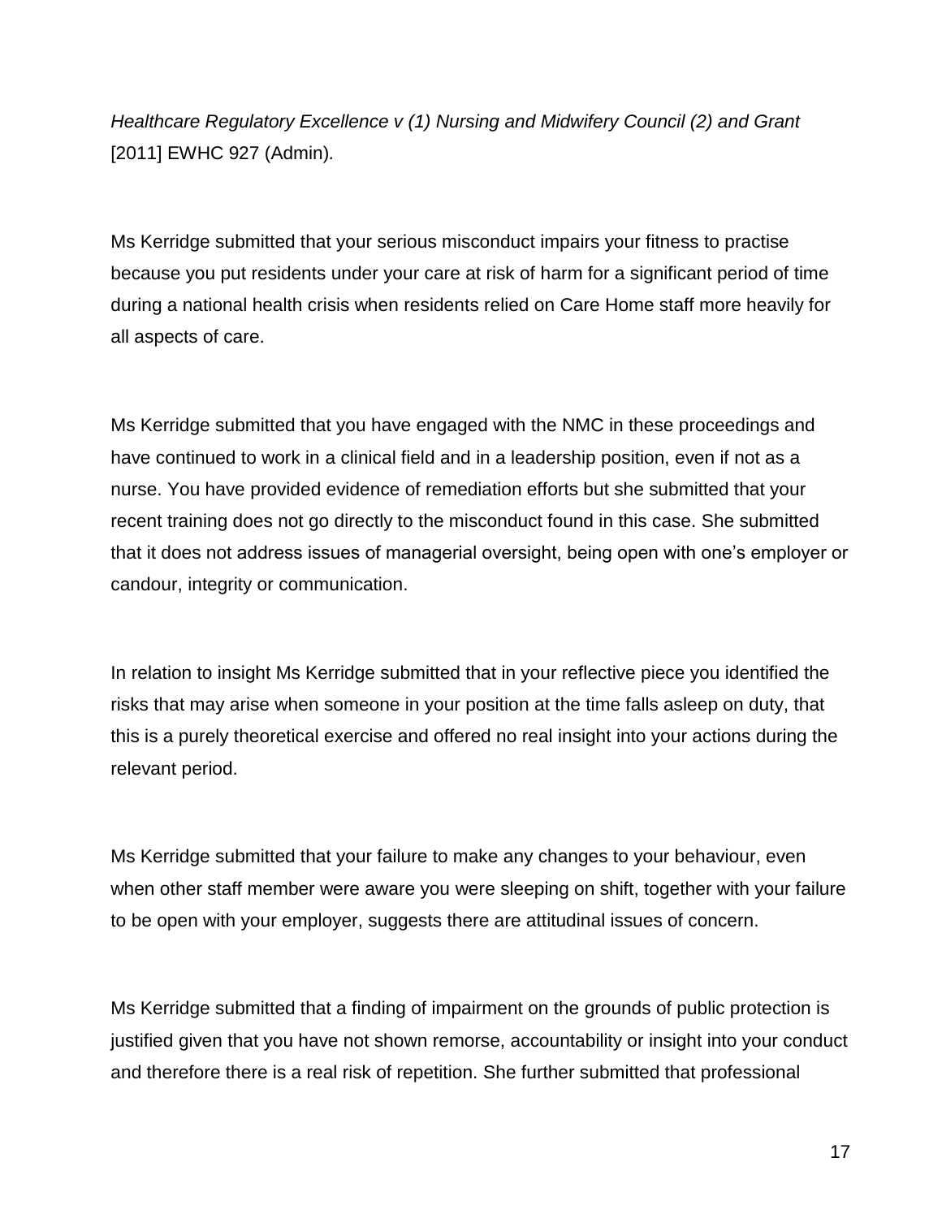*Healthcare Regulatory Excellence v (1) Nursing and Midwifery Council (2) and Grant* [2011] EWHC 927 (Admin)*.*

Ms Kerridge submitted that your serious misconduct impairs your fitness to practise because you put residents under your care at risk of harm for a significant period of time during a national health crisis when residents relied on Care Home staff more heavily for all aspects of care.

Ms Kerridge submitted that you have engaged with the NMC in these proceedings and have continued to work in a clinical field and in a leadership position, even if not as a nurse. You have provided evidence of remediation efforts but she submitted that your recent training does not go directly to the misconduct found in this case. She submitted that it does not address issues of managerial oversight, being open with one's employer or candour, integrity or communication.

In relation to insight Ms Kerridge submitted that in your reflective piece you identified the risks that may arise when someone in your position at the time falls asleep on duty, that this is a purely theoretical exercise and offered no real insight into your actions during the relevant period.

Ms Kerridge submitted that your failure to make any changes to your behaviour, even when other staff member were aware you were sleeping on shift, together with your failure to be open with your employer, suggests there are attitudinal issues of concern.

Ms Kerridge submitted that a finding of impairment on the grounds of public protection is justified given that you have not shown remorse, accountability or insight into your conduct and therefore there is a real risk of repetition. She further submitted that professional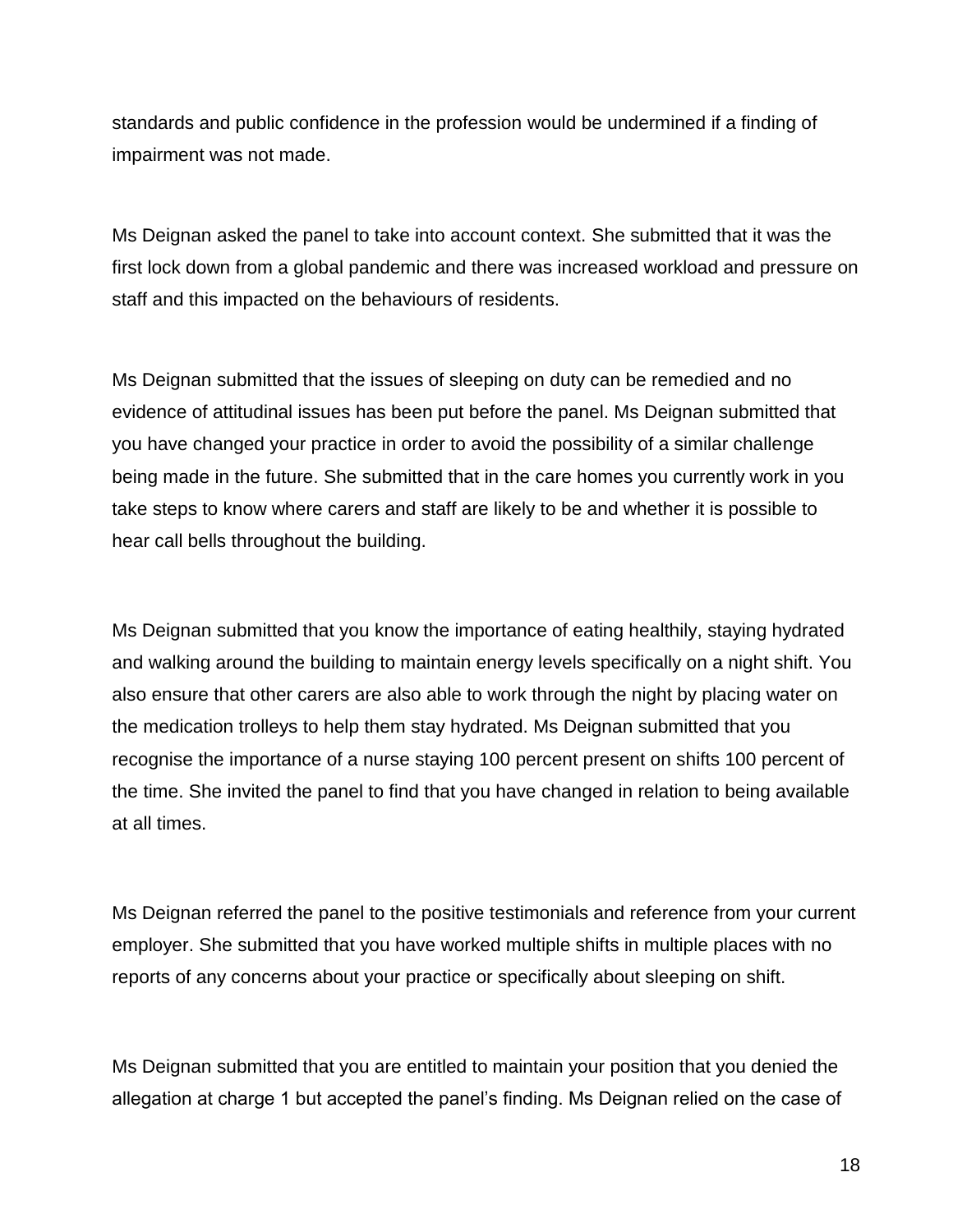standards and public confidence in the profession would be undermined if a finding of impairment was not made.

Ms Deignan asked the panel to take into account context. She submitted that it was the first lock down from a global pandemic and there was increased workload and pressure on staff and this impacted on the behaviours of residents.

Ms Deignan submitted that the issues of sleeping on duty can be remedied and no evidence of attitudinal issues has been put before the panel. Ms Deignan submitted that you have changed your practice in order to avoid the possibility of a similar challenge being made in the future. She submitted that in the care homes you currently work in you take steps to know where carers and staff are likely to be and whether it is possible to hear call bells throughout the building.

Ms Deignan submitted that you know the importance of eating healthily, staying hydrated and walking around the building to maintain energy levels specifically on a night shift. You also ensure that other carers are also able to work through the night by placing water on the medication trolleys to help them stay hydrated. Ms Deignan submitted that you recognise the importance of a nurse staying 100 percent present on shifts 100 percent of the time. She invited the panel to find that you have changed in relation to being available at all times.

Ms Deignan referred the panel to the positive testimonials and reference from your current employer. She submitted that you have worked multiple shifts in multiple places with no reports of any concerns about your practice or specifically about sleeping on shift.

Ms Deignan submitted that you are entitled to maintain your position that you denied the allegation at charge 1 but accepted the panel's finding. Ms Deignan relied on the case of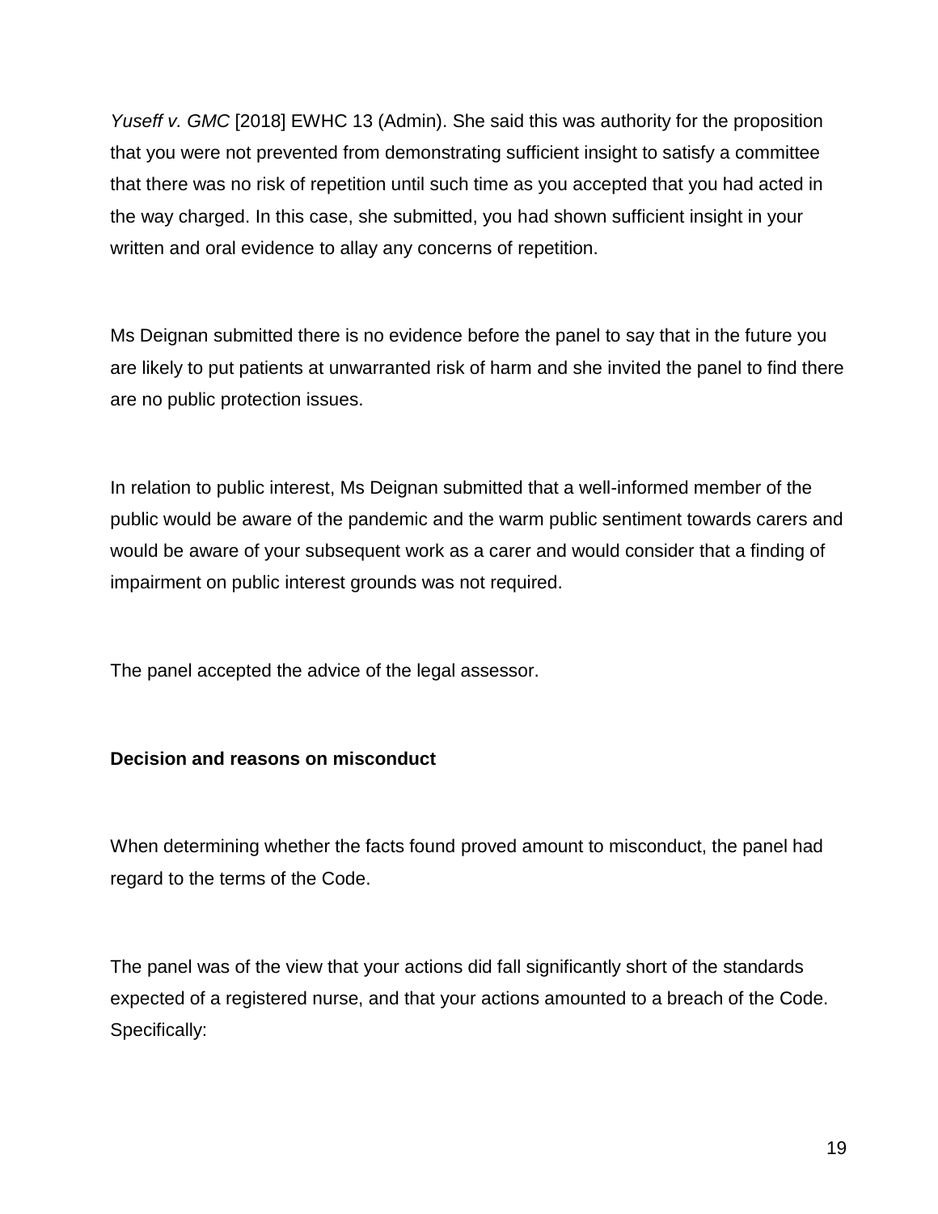*Yuseff v. GMC* [2018] EWHC 13 (Admin). She said this was authority for the proposition that you were not prevented from demonstrating sufficient insight to satisfy a committee that there was no risk of repetition until such time as you accepted that you had acted in the way charged. In this case, she submitted, you had shown sufficient insight in your written and oral evidence to allay any concerns of repetition.

Ms Deignan submitted there is no evidence before the panel to say that in the future you are likely to put patients at unwarranted risk of harm and she invited the panel to find there are no public protection issues.

In relation to public interest, Ms Deignan submitted that a well-informed member of the public would be aware of the pandemic and the warm public sentiment towards carers and would be aware of your subsequent work as a carer and would consider that a finding of impairment on public interest grounds was not required.

The panel accepted the advice of the legal assessor.

**Decision and reasons on misconduct**

When determining whether the facts found proved amount to misconduct, the panel had regard to the terms of the Code.

The panel was of the view that your actions did fall significantly short of the standards expected of a registered nurse, and that your actions amounted to a breach of the Code. Specifically: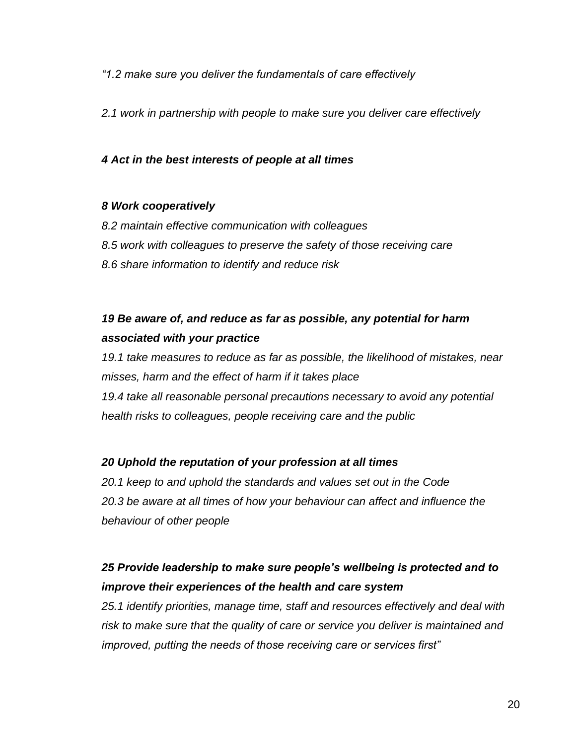*"1.2 make sure you deliver the fundamentals of care effectively*

*2.1 work in partnership with people to make sure you deliver care effectively*

***4 Act in the best interests of people at all times***

***8 Work cooperatively***

*8.2 maintain effective communication with colleagues*

*8.5 work with colleagues to preserve the safety of those receiving care*

*8.6 share information to identify and reduce risk*

***19 Be aware of, and reduce as far as possible, any potential for harm associated with your practice***

*19.1 take measures to reduce as far as possible, the likelihood of mistakes, near misses, harm and the effect of harm if it takes place*

*19.4 take all reasonable personal precautions necessary to avoid any potential health risks to colleagues, people receiving care and the public*

***20 Uphold the reputation of your profession at all times***

*20.1 keep to and uphold the standards and values set out in the Code*

*20.3 be aware at all times of how your behaviour can affect and influence the behaviour of other people*

***25 Provide leadership to make sure people's wellbeing is protected and to improve their experiences of the health and care system***

*25.1 identify priorities, manage time, staff and resources effectively and deal with risk to make sure that the quality of care or service you deliver is maintained and improved, putting the needs of those receiving care or services first"*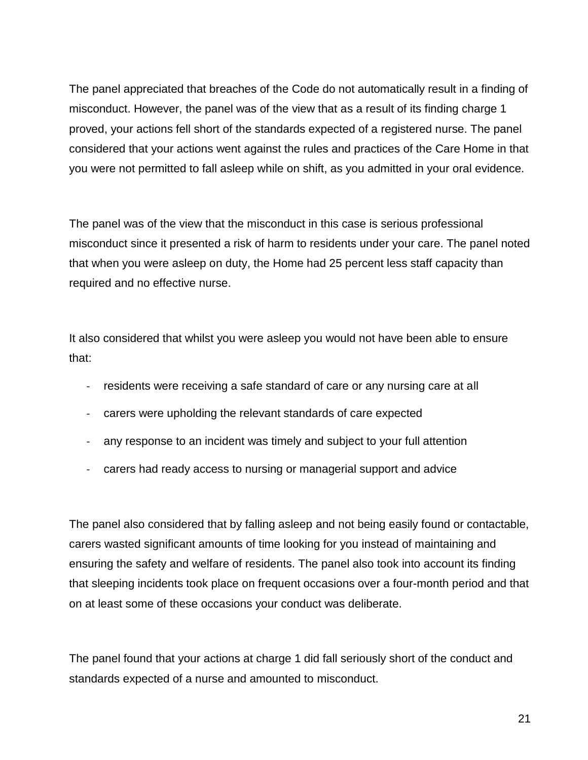The panel appreciated that breaches of the Code do not automatically result in a finding of misconduct. However, the panel was of the view that as a result of its finding charge 1 proved, your actions fell short of the standards expected of a registered nurse. The panel considered that your actions went against the rules and practices of the Care Home in that you were not permitted to fall asleep while on shift, as you admitted in your oral evidence.

The panel was of the view that the misconduct in this case is serious professional misconduct since it presented a risk of harm to residents under your care. The panel noted that when you were asleep on duty, the Home had 25 percent less staff capacity than required and no effective nurse.

It also considered that whilst you were asleep you would not have been able to ensure that:

- residents were receiving a safe standard of care or any nursing care at all
- carers were upholding the relevant standards of care expected
- any response to an incident was timely and subject to your full attention
- carers had ready access to nursing or managerial support and advice

The panel also considered that by falling asleep and not being easily found or contactable, carers wasted significant amounts of time looking for you instead of maintaining and ensuring the safety and welfare of residents. The panel also took into account its finding that sleeping incidents took place on frequent occasions over a four-month period and that on at least some of these occasions your conduct was deliberate.

The panel found that your actions at charge 1 did fall seriously short of the conduct and standards expected of a nurse and amounted to misconduct.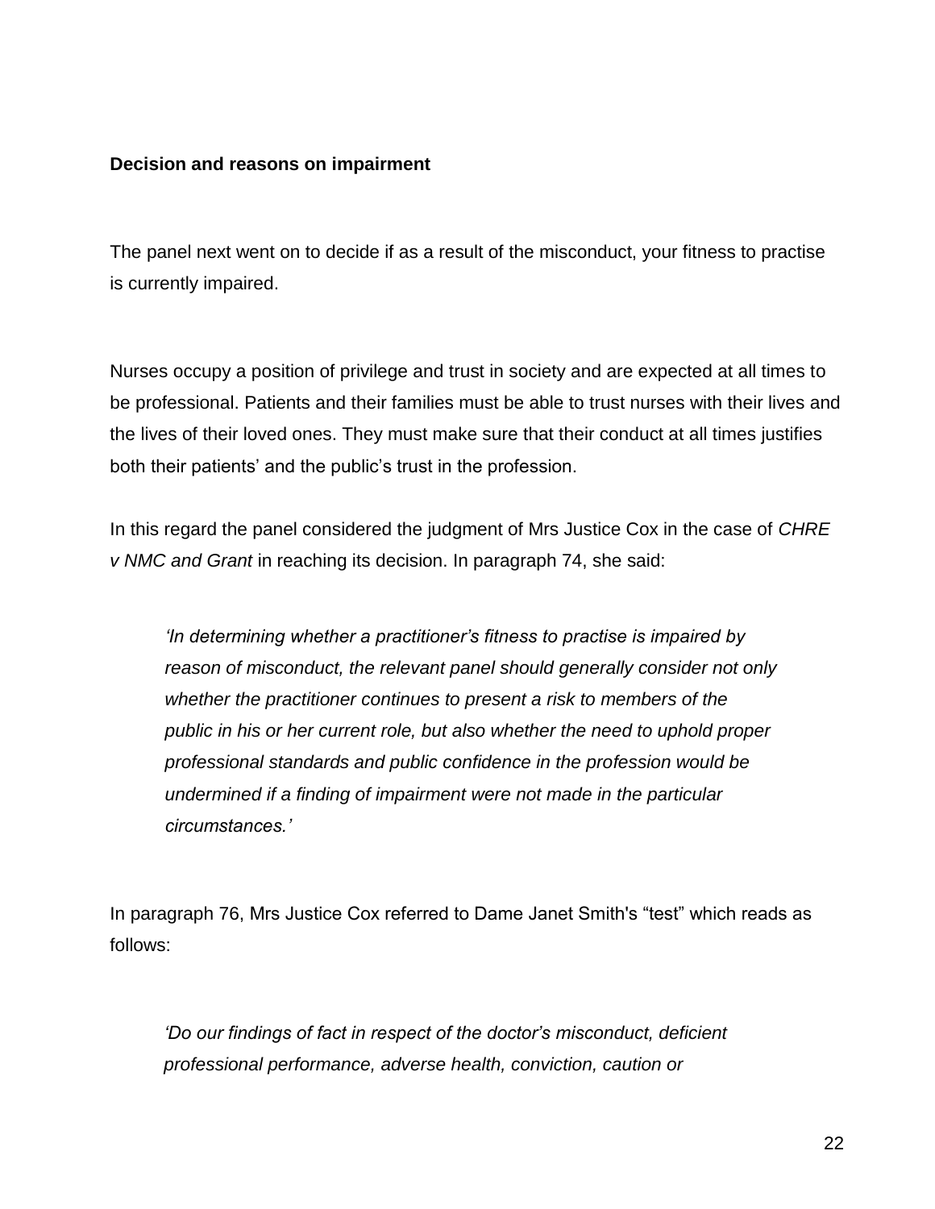**Decision and reasons on impairment**

The panel next went on to decide if as a result of the misconduct, your fitness to practise is currently impaired.

Nurses occupy a position of privilege and trust in society and are expected at all times to be professional. Patients and their families must be able to trust nurses with their lives and the lives of their loved ones. They must make sure that their conduct at all times justifies both their patients' and the public's trust in the profession.

In this regard the panel considered the judgment of Mrs Justice Cox in the case of *CHRE v NMC and Grant* in reaching its decision. In paragraph 74, she said:

> *'In determining whether a practitioner's fitness to practise is impaired by reason of misconduct, the relevant panel should generally consider not only whether the practitioner continues to present a risk to members of the public in his or her current role, but also whether the need to uphold proper professional standards and public confidence in the profession would be undermined if a finding of impairment were not made in the particular circumstances.'*

In paragraph 76, Mrs Justice Cox referred to Dame Janet Smith's "test" which reads as follows:

> *'Do our findings of fact in respect of the doctor's misconduct, deficient professional performance, adverse health, conviction, caution or*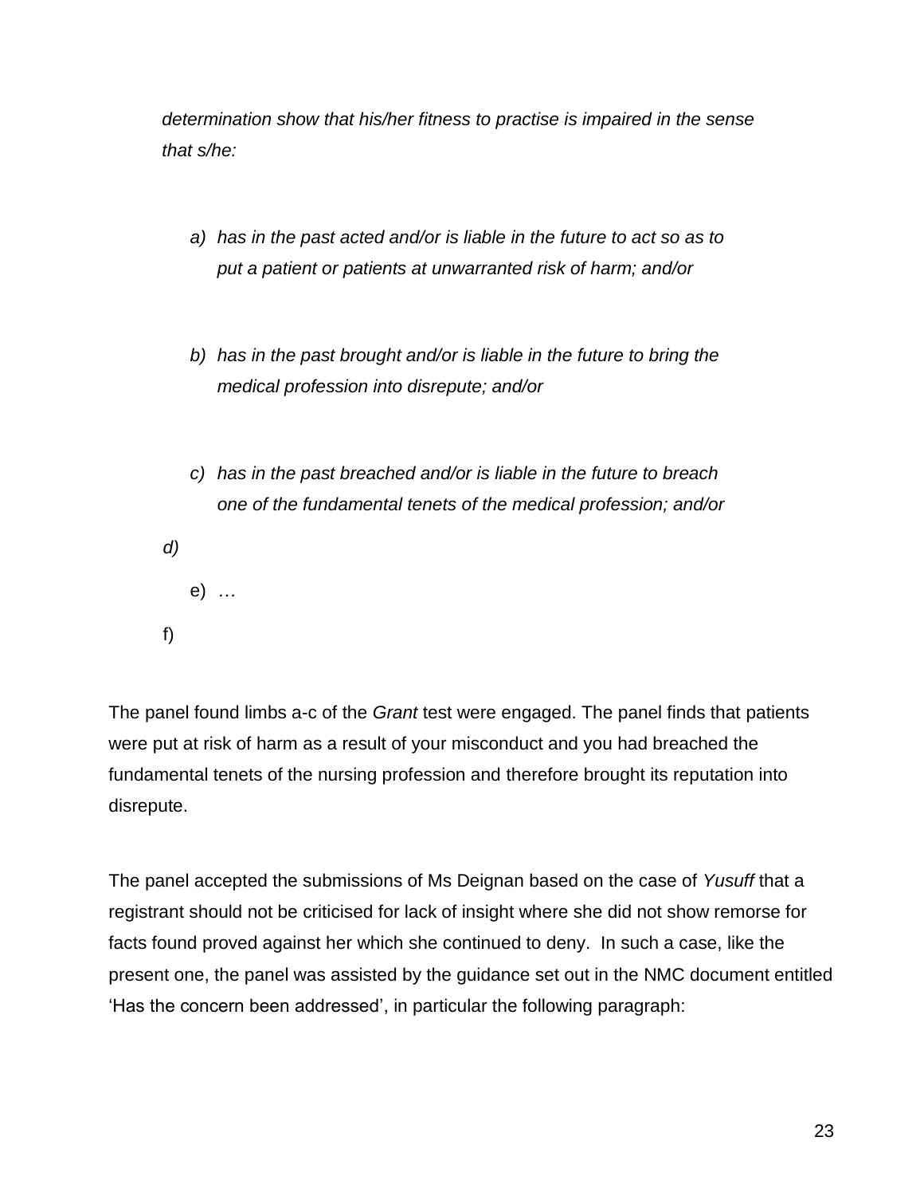*determination show that his/her fitness to practise is impaired in the sense that s/he:*

> a) *has in the past acted and/or is liable in the future to act so as to put a patient or patients at unwarranted risk of harm; and/or*
>
> b) *has in the past brought and/or is liable in the future to bring the medical profession into disrepute; and/or*
>
> c) *has in the past breached and/or is liable in the future to breach one of the fundamental tenets of the medical profession; and/or*
>
> d)
>
> e) *…*
>
> f)

The panel found limbs a-c of the *Grant* test were engaged. The panel finds that patients were put at risk of harm as a result of your misconduct and you had breached the fundamental tenets of the nursing profession and therefore brought its reputation into disrepute.

The panel accepted the submissions of Ms Deignan based on the case of *Yusuff* that a registrant should not be criticised for lack of insight where she did not show remorse for facts found proved against her which she continued to deny. In such a case, like the present one, the panel was assisted by the guidance set out in the NMC document entitled 'Has the concern been addressed', in particular the following paragraph: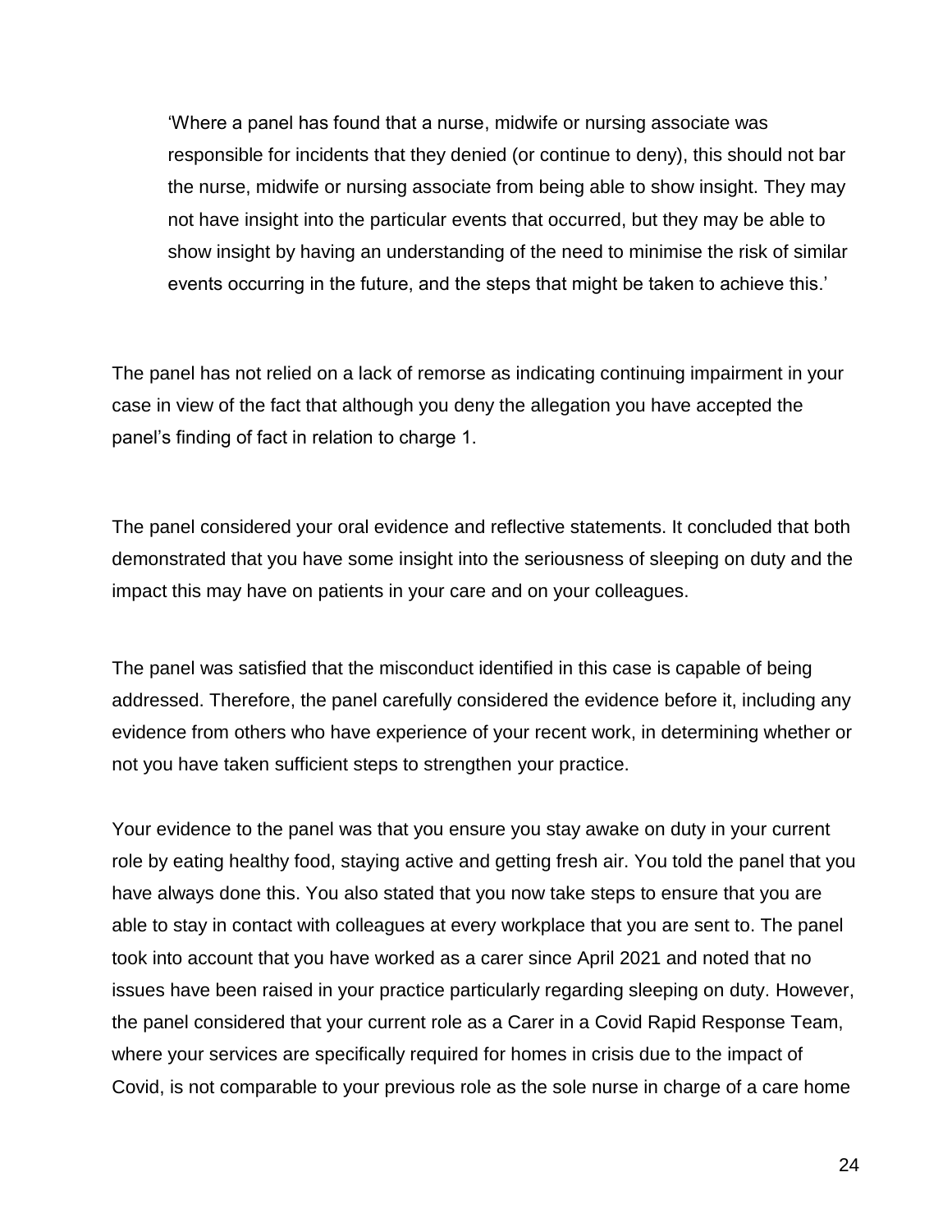> 'Where a panel has found that a nurse, midwife or nursing associate was responsible for incidents that they denied (or continue to deny), this should not bar the nurse, midwife or nursing associate from being able to show insight. They may not have insight into the particular events that occurred, but they may be able to show insight by having an understanding of the need to minimise the risk of similar events occurring in the future, and the steps that might be taken to achieve this.'

The panel has not relied on a lack of remorse as indicating continuing impairment in your case in view of the fact that although you deny the allegation you have accepted the panel's finding of fact in relation to charge 1.

The panel considered your oral evidence and reflective statements. It concluded that both demonstrated that you have some insight into the seriousness of sleeping on duty and the impact this may have on patients in your care and on your colleagues.

The panel was satisfied that the misconduct identified in this case is capable of being addressed. Therefore, the panel carefully considered the evidence before it, including any evidence from others who have experience of your recent work, in determining whether or not you have taken sufficient steps to strengthen your practice.

Your evidence to the panel was that you ensure you stay awake on duty in your current role by eating healthy food, staying active and getting fresh air. You told the panel that you have always done this. You also stated that you now take steps to ensure that you are able to stay in contact with colleagues at every workplace that you are sent to. The panel took into account that you have worked as a carer since April 2021 and noted that no issues have been raised in your practice particularly regarding sleeping on duty. However, the panel considered that your current role as a Carer in a Covid Rapid Response Team, where your services are specifically required for homes in crisis due to the impact of Covid, is not comparable to your previous role as the sole nurse in charge of a care home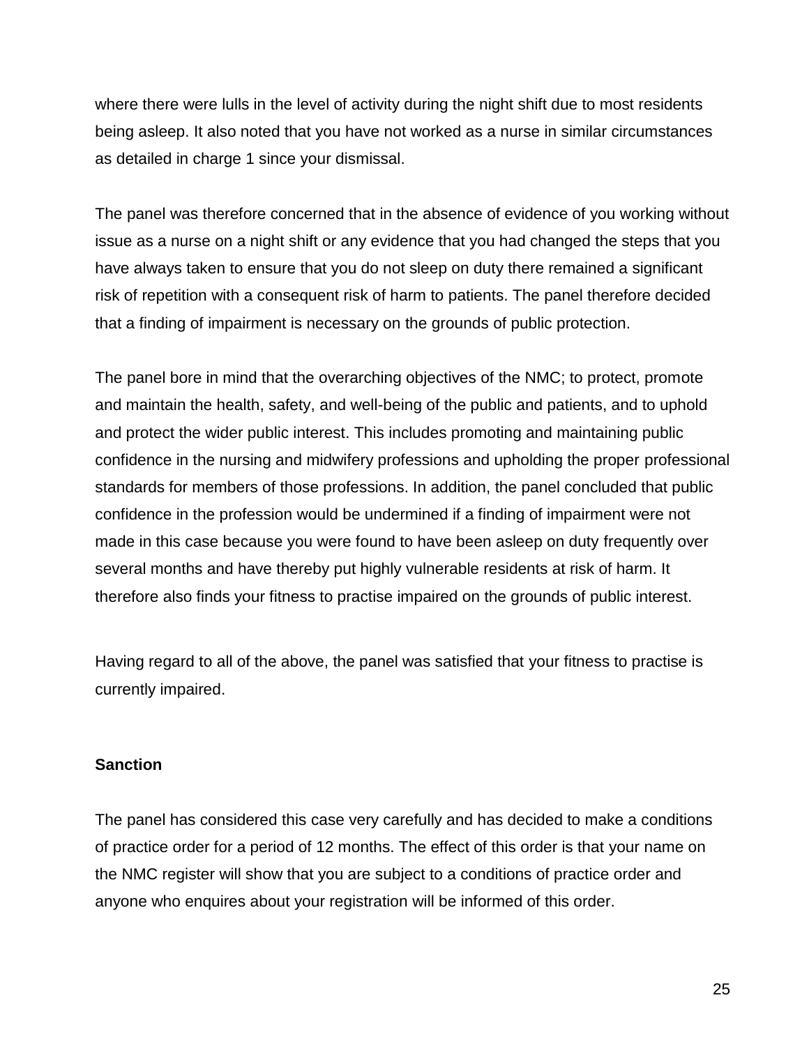where there were lulls in the level of activity during the night shift due to most residents being asleep. It also noted that you have not worked as a nurse in similar circumstances as detailed in charge 1 since your dismissal.

The panel was therefore concerned that in the absence of evidence of you working without issue as a nurse on a night shift or any evidence that you had changed the steps that you have always taken to ensure that you do not sleep on duty there remained a significant risk of repetition with a consequent risk of harm to patients. The panel therefore decided that a finding of impairment is necessary on the grounds of public protection.

The panel bore in mind that the overarching objectives of the NMC; to protect, promote and maintain the health, safety, and well-being of the public and patients, and to uphold and protect the wider public interest. This includes promoting and maintaining public confidence in the nursing and midwifery professions and upholding the proper professional standards for members of those professions. In addition, the panel concluded that public confidence in the profession would be undermined if a finding of impairment were not made in this case because you were found to have been asleep on duty frequently over several months and have thereby put highly vulnerable residents at risk of harm. It therefore also finds your fitness to practise impaired on the grounds of public interest.

Having regard to all of the above, the panel was satisfied that your fitness to practise is currently impaired.

**Sanction**

The panel has considered this case very carefully and has decided to make a conditions of practice order for a period of 12 months. The effect of this order is that your name on the NMC register will show that you are subject to a conditions of practice order and anyone who enquires about your registration will be informed of this order.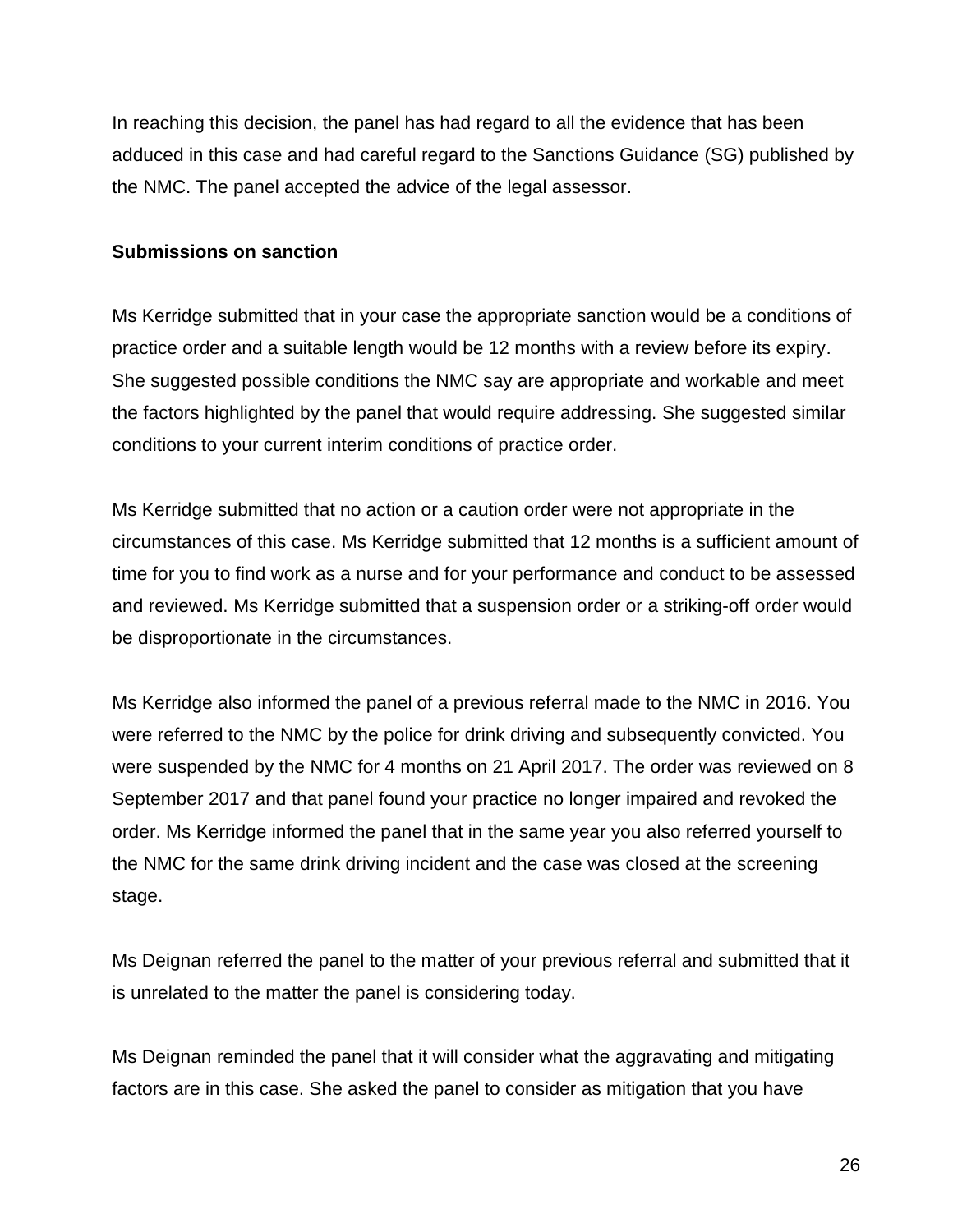In reaching this decision, the panel has had regard to all the evidence that has been adduced in this case and had careful regard to the Sanctions Guidance (SG) published by the NMC. The panel accepted the advice of the legal assessor.

**Submissions on sanction**

Ms Kerridge submitted that in your case the appropriate sanction would be a conditions of practice order and a suitable length would be 12 months with a review before its expiry. She suggested possible conditions the NMC say are appropriate and workable and meet the factors highlighted by the panel that would require addressing. She suggested similar conditions to your current interim conditions of practice order.

Ms Kerridge submitted that no action or a caution order were not appropriate in the circumstances of this case. Ms Kerridge submitted that 12 months is a sufficient amount of time for you to find work as a nurse and for your performance and conduct to be assessed and reviewed. Ms Kerridge submitted that a suspension order or a striking-off order would be disproportionate in the circumstances.

Ms Kerridge also informed the panel of a previous referral made to the NMC in 2016. You were referred to the NMC by the police for drink driving and subsequently convicted. You were suspended by the NMC for 4 months on 21 April 2017. The order was reviewed on 8 September 2017 and that panel found your practice no longer impaired and revoked the order. Ms Kerridge informed the panel that in the same year you also referred yourself to the NMC for the same drink driving incident and the case was closed at the screening stage.

Ms Deignan referred the panel to the matter of your previous referral and submitted that it is unrelated to the matter the panel is considering today.

Ms Deignan reminded the panel that it will consider what the aggravating and mitigating factors are in this case. She asked the panel to consider as mitigation that you have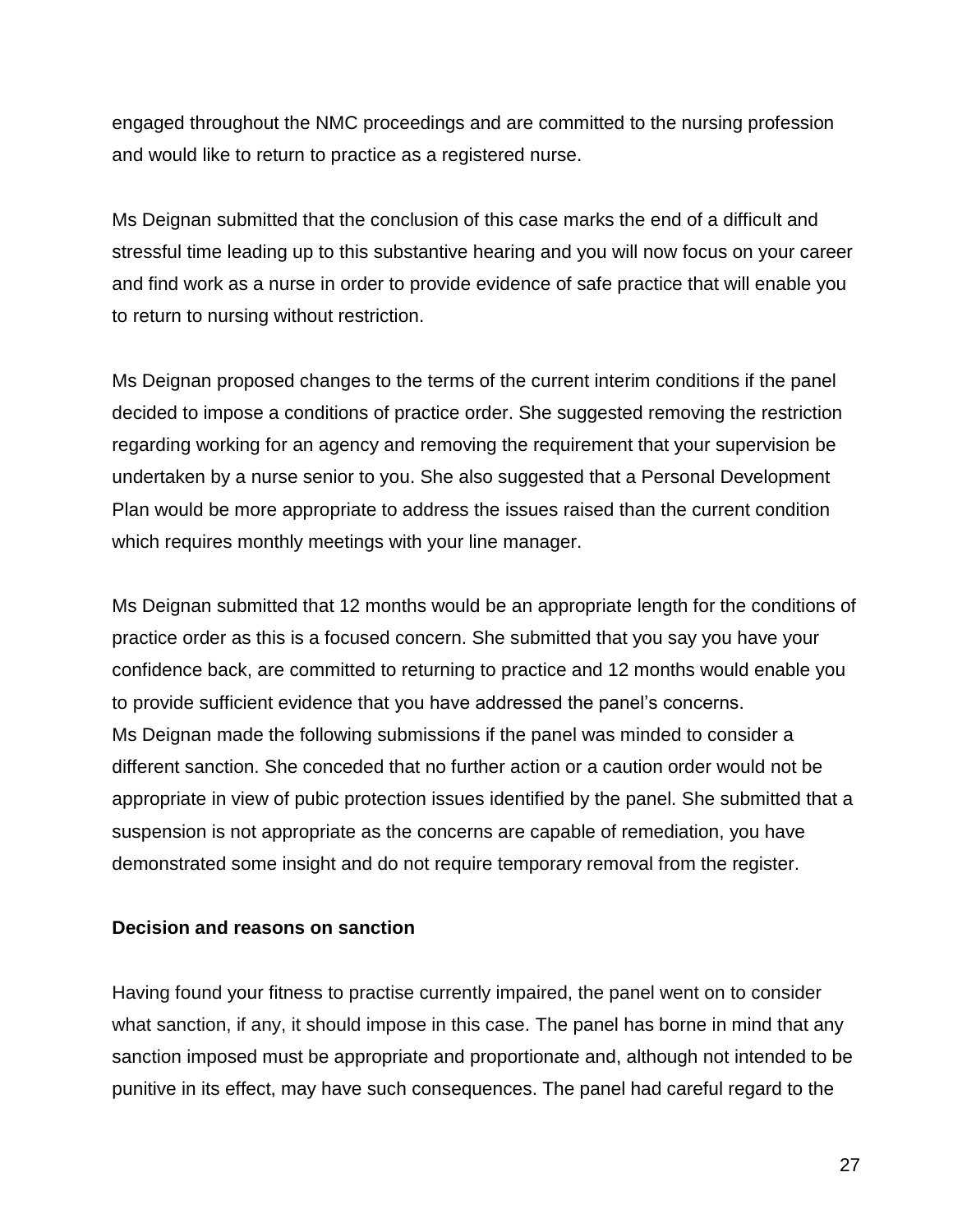engaged throughout the NMC proceedings and are committed to the nursing profession and would like to return to practice as a registered nurse.

Ms Deignan submitted that the conclusion of this case marks the end of a difficult and stressful time leading up to this substantive hearing and you will now focus on your career and find work as a nurse in order to provide evidence of safe practice that will enable you to return to nursing without restriction.

Ms Deignan proposed changes to the terms of the current interim conditions if the panel decided to impose a conditions of practice order. She suggested removing the restriction regarding working for an agency and removing the requirement that your supervision be undertaken by a nurse senior to you. She also suggested that a Personal Development Plan would be more appropriate to address the issues raised than the current condition which requires monthly meetings with your line manager.

Ms Deignan submitted that 12 months would be an appropriate length for the conditions of practice order as this is a focused concern. She submitted that you say you have your confidence back, are committed to returning to practice and 12 months would enable you to provide sufficient evidence that you have addressed the panel's concerns.
Ms Deignan made the following submissions if the panel was minded to consider a different sanction. She conceded that no further action or a caution order would not be appropriate in view of pubic protection issues identified by the panel. She submitted that a suspension is not appropriate as the concerns are capable of remediation, you have demonstrated some insight and do not require temporary removal from the register.

**Decision and reasons on sanction**

Having found your fitness to practise currently impaired, the panel went on to consider what sanction, if any, it should impose in this case. The panel has borne in mind that any sanction imposed must be appropriate and proportionate and, although not intended to be punitive in its effect, may have such consequences. The panel had careful regard to the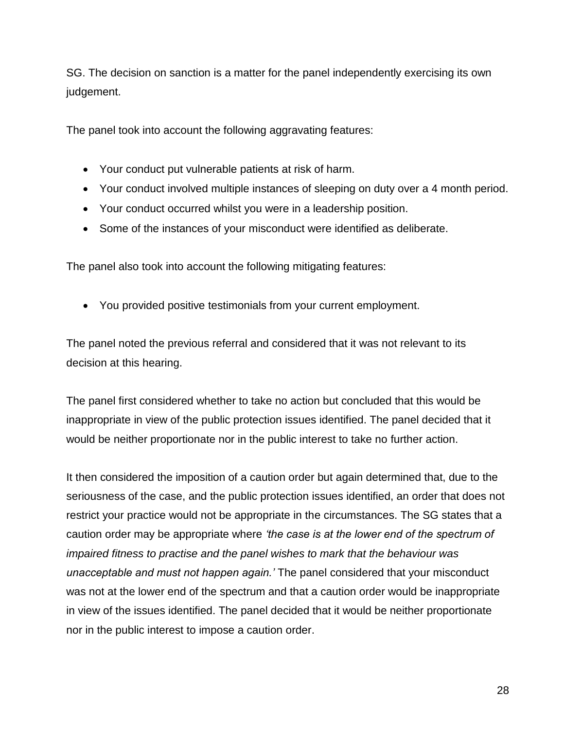SG. The decision on sanction is a matter for the panel independently exercising its own judgement.

The panel took into account the following aggravating features:

- Your conduct put vulnerable patients at risk of harm.
- Your conduct involved multiple instances of sleeping on duty over a 4 month period.
- Your conduct occurred whilst you were in a leadership position.
- Some of the instances of your misconduct were identified as deliberate.

The panel also took into account the following mitigating features:

- You provided positive testimonials from your current employment.

The panel noted the previous referral and considered that it was not relevant to its decision at this hearing.

The panel first considered whether to take no action but concluded that this would be inappropriate in view of the public protection issues identified. The panel decided that it would be neither proportionate nor in the public interest to take no further action.

It then considered the imposition of a caution order but again determined that, due to the seriousness of the case, and the public protection issues identified, an order that does not restrict your practice would not be appropriate in the circumstances. The SG states that a caution order may be appropriate where *'the case is at the lower end of the spectrum of impaired fitness to practise and the panel wishes to mark that the behaviour was unacceptable and must not happen again.'* The panel considered that your misconduct was not at the lower end of the spectrum and that a caution order would be inappropriate in view of the issues identified. The panel decided that it would be neither proportionate nor in the public interest to impose a caution order.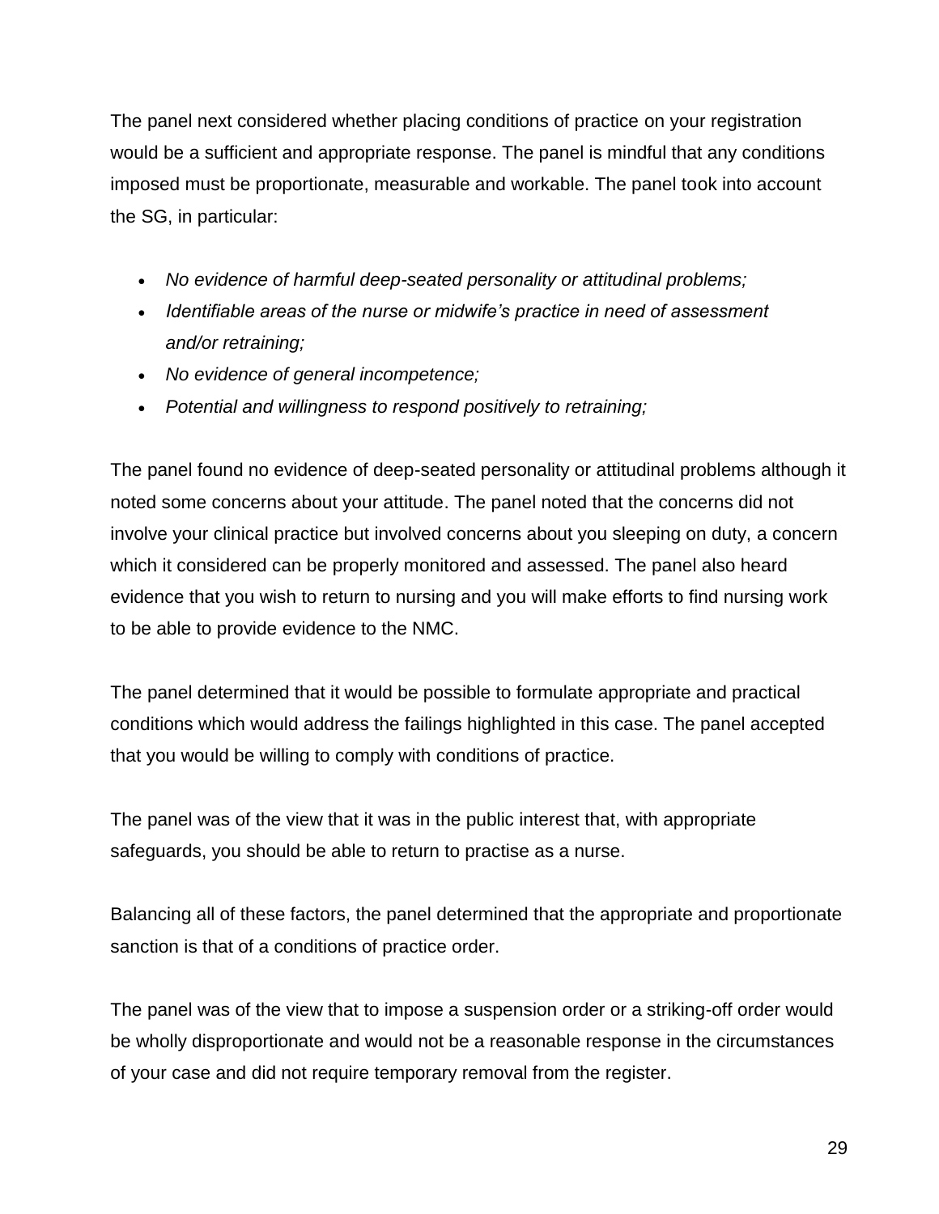The panel next considered whether placing conditions of practice on your registration would be a sufficient and appropriate response. The panel is mindful that any conditions imposed must be proportionate, measurable and workable. The panel took into account the SG, in particular:

- *No evidence of harmful deep-seated personality or attitudinal problems;*
- *Identifiable areas of the nurse or midwife's practice in need of assessment and/or retraining;*
- *No evidence of general incompetence;*
- *Potential and willingness to respond positively to retraining;*

The panel found no evidence of deep-seated personality or attitudinal problems although it noted some concerns about your attitude. The panel noted that the concerns did not involve your clinical practice but involved concerns about you sleeping on duty, a concern which it considered can be properly monitored and assessed. The panel also heard evidence that you wish to return to nursing and you will make efforts to find nursing work to be able to provide evidence to the NMC.

The panel determined that it would be possible to formulate appropriate and practical conditions which would address the failings highlighted in this case. The panel accepted that you would be willing to comply with conditions of practice.

The panel was of the view that it was in the public interest that, with appropriate safeguards, you should be able to return to practise as a nurse.

Balancing all of these factors, the panel determined that the appropriate and proportionate sanction is that of a conditions of practice order.

The panel was of the view that to impose a suspension order or a striking-off order would be wholly disproportionate and would not be a reasonable response in the circumstances of your case and did not require temporary removal from the register.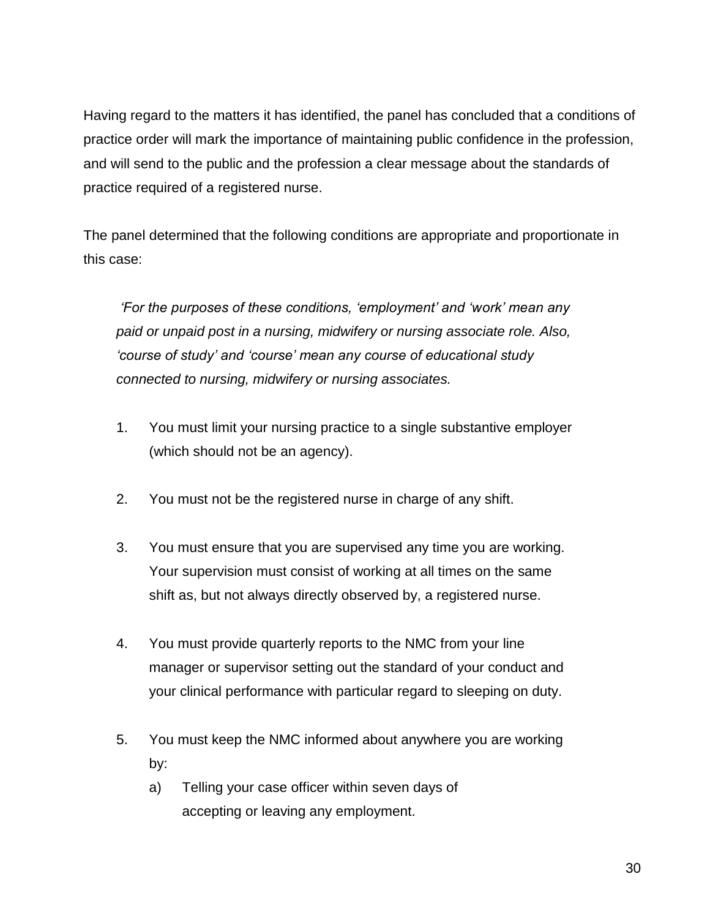Having regard to the matters it has identified, the panel has concluded that a conditions of practice order will mark the importance of maintaining public confidence in the profession, and will send to the public and the profession a clear message about the standards of practice required of a registered nurse.

The panel determined that the following conditions are appropriate and proportionate in this case:

> *'For the purposes of these conditions, 'employment' and 'work' mean any paid or unpaid post in a nursing, midwifery or nursing associate role. Also, 'course of study' and 'course' mean any course of educational study connected to nursing, midwifery or nursing associates.*
>
> 1. You must limit your nursing practice to a single substantive employer (which should not be an agency).
>
> 2. You must not be the registered nurse in charge of any shift.
>
> 3. You must ensure that you are supervised any time you are working. Your supervision must consist of working at all times on the same shift as, but not always directly observed by, a registered nurse.
>
> 4. You must provide quarterly reports to the NMC from your line manager or supervisor setting out the standard of your conduct and your clinical performance with particular regard to sleeping on duty.
>
> 5. You must keep the NMC informed about anywhere you are working by:
>    a) Telling your case officer within seven days of accepting or leaving any employment.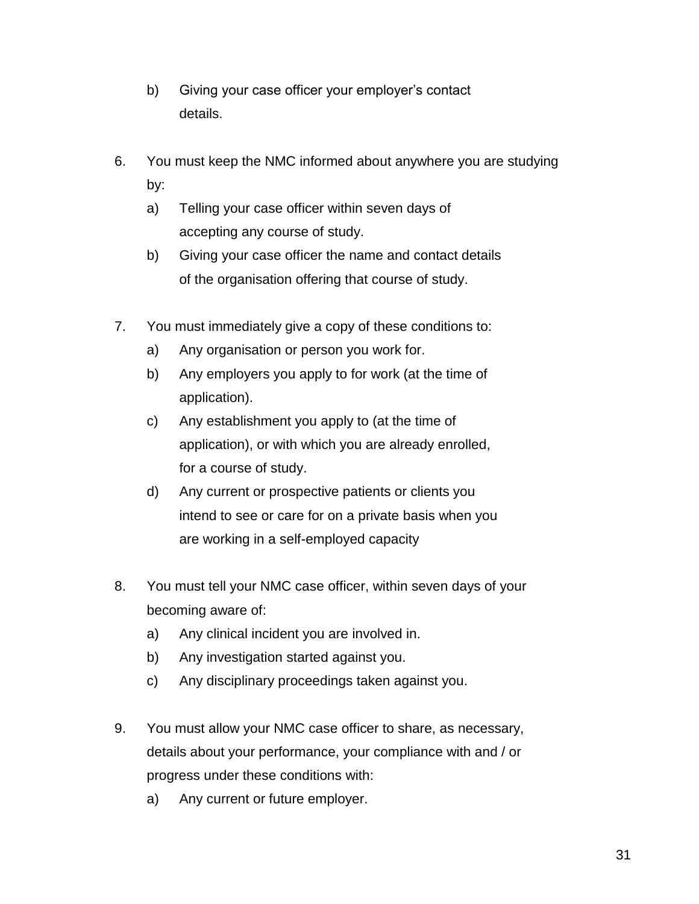b) Giving your case officer your employer's contact details.

6. You must keep the NMC informed about anywhere you are studying by:
   a) Telling your case officer within seven days of accepting any course of study.
   b) Giving your case officer the name and contact details of the organisation offering that course of study.

7. You must immediately give a copy of these conditions to:
   a) Any organisation or person you work for.
   b) Any employers you apply to for work (at the time of application).
   c) Any establishment you apply to (at the time of application), or with which you are already enrolled, for a course of study.
   d) Any current or prospective patients or clients you intend to see or care for on a private basis when you are working in a self-employed capacity

8. You must tell your NMC case officer, within seven days of your becoming aware of:
   a) Any clinical incident you are involved in.
   b) Any investigation started against you.
   c) Any disciplinary proceedings taken against you.

9. You must allow your NMC case officer to share, as necessary, details about your performance, your compliance with and / or progress under these conditions with:
   a) Any current or future employer.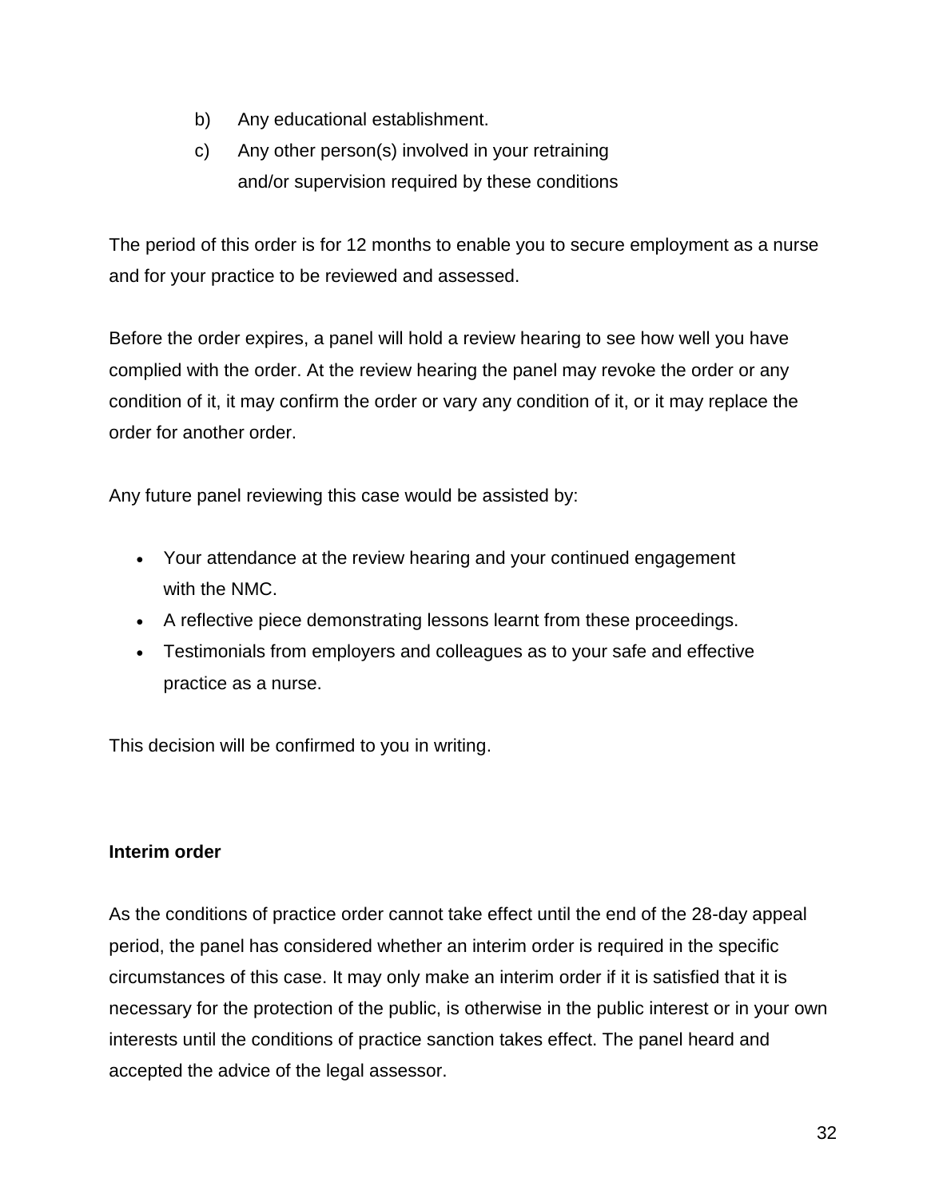b) Any educational establishment.

c) Any other person(s) involved in your retraining and/or supervision required by these conditions

The period of this order is for 12 months to enable you to secure employment as a nurse and for your practice to be reviewed and assessed.

Before the order expires, a panel will hold a review hearing to see how well you have complied with the order. At the review hearing the panel may revoke the order or any condition of it, it may confirm the order or vary any condition of it, or it may replace the order for another order.

Any future panel reviewing this case would be assisted by:

- Your attendance at the review hearing and your continued engagement with the NMC.
- A reflective piece demonstrating lessons learnt from these proceedings.
- Testimonials from employers and colleagues as to your safe and effective practice as a nurse.

This decision will be confirmed to you in writing.

**Interim order**

As the conditions of practice order cannot take effect until the end of the 28-day appeal period, the panel has considered whether an interim order is required in the specific circumstances of this case. It may only make an interim order if it is satisfied that it is necessary for the protection of the public, is otherwise in the public interest or in your own interests until the conditions of practice sanction takes effect. The panel heard and accepted the advice of the legal assessor.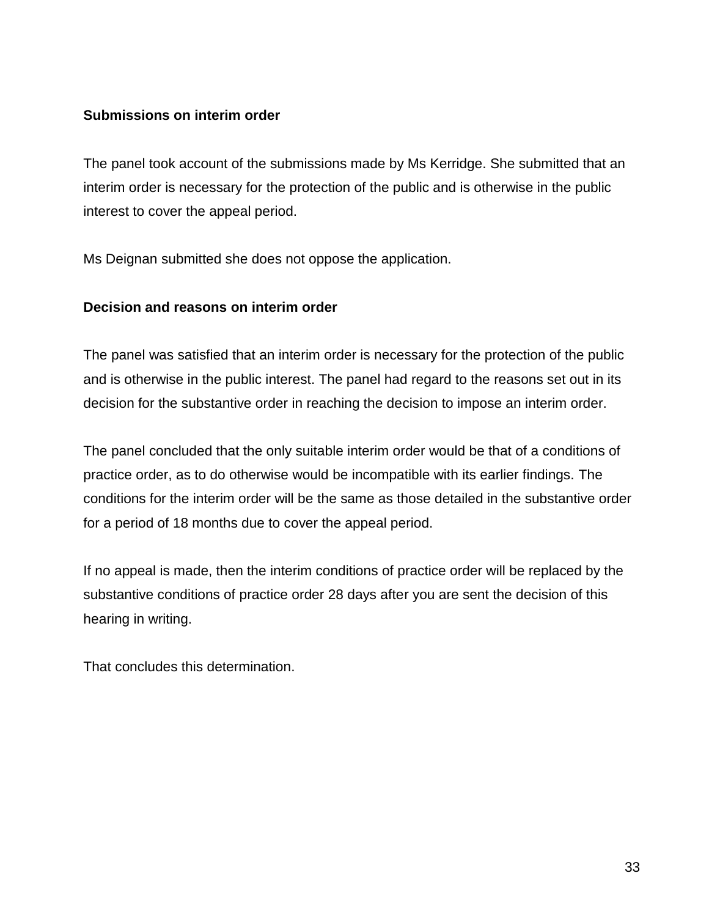**Submissions on interim order**

The panel took account of the submissions made by Ms Kerridge. She submitted that an interim order is necessary for the protection of the public and is otherwise in the public interest to cover the appeal period.

Ms Deignan submitted she does not oppose the application.

**Decision and reasons on interim order**

The panel was satisfied that an interim order is necessary for the protection of the public and is otherwise in the public interest. The panel had regard to the reasons set out in its decision for the substantive order in reaching the decision to impose an interim order.

The panel concluded that the only suitable interim order would be that of a conditions of practice order, as to do otherwise would be incompatible with its earlier findings. The conditions for the interim order will be the same as those detailed in the substantive order for a period of 18 months due to cover the appeal period.

If no appeal is made, then the interim conditions of practice order will be replaced by the substantive conditions of practice order 28 days after you are sent the decision of this hearing in writing.

That concludes this determination.